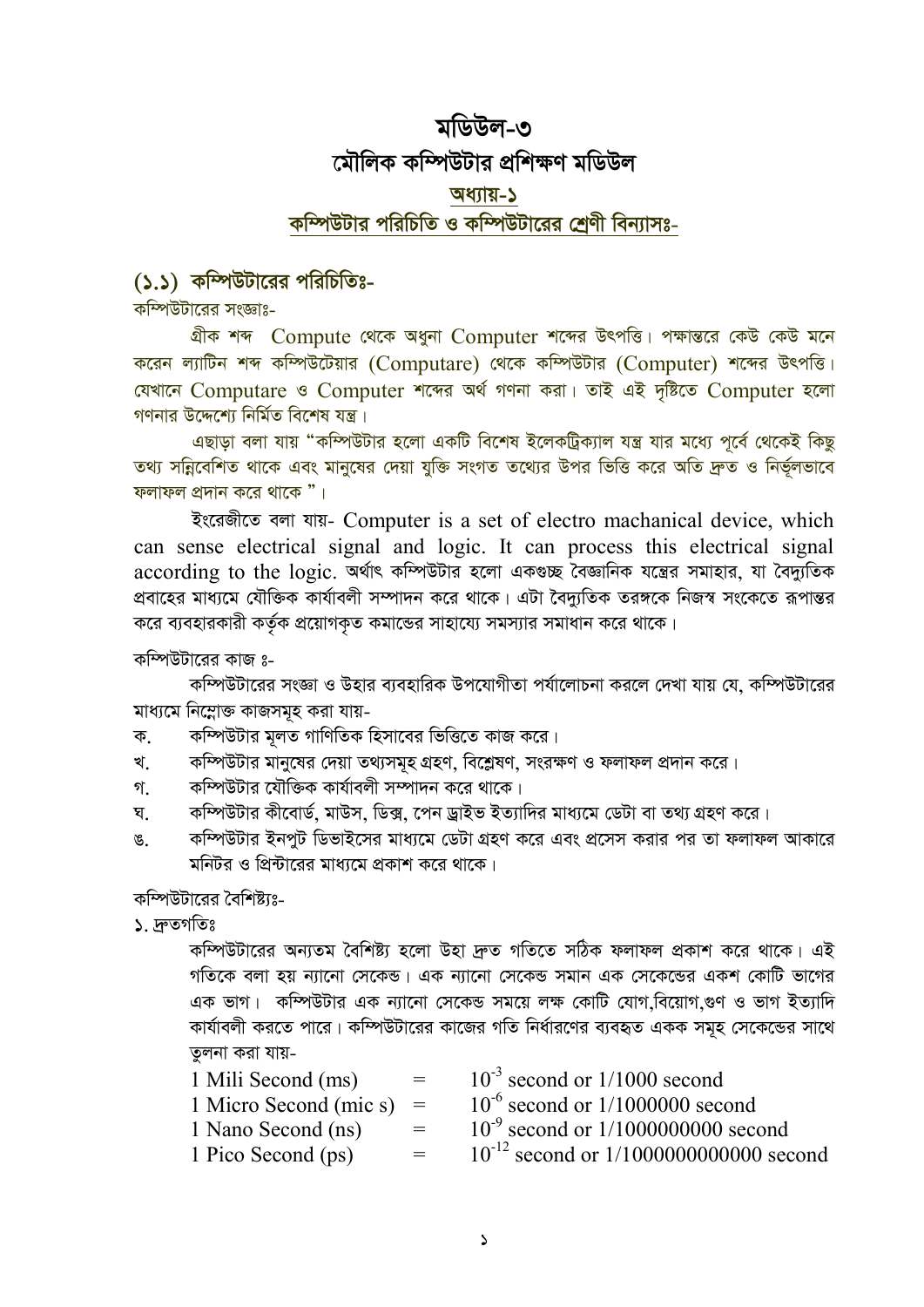# মডিউল-৩

# মৌলিক কম্পিউটার প্রশিক্ষণ মডিউল

## অধ্যায়-১

## কম্পিউটার পরিচিতি ও কম্পিউটারের শ্রেণী বিন্যাসঃ-

### (১.১) কম্পিউটারের পরিচিতিঃ-

কম্পিউটারের সংজ্ঞাঃ-

গ্রীক শব্দ Compute থেকে অধুনা Computer শব্দের উৎপত্তি। পক্ষান্তরে কেউ কেউ মনে করেন ল্যাটিন শব্দ কম্পিউটেয়ার (Computare) থেকে কম্পিউটার (Computer) শব্দের উৎপত্তি। যেখানে Computare ও Computer শব্দের অর্থ গণনা করা। তাই এই দৃষ্টিতে Computer হলো গণনার উদ্দেশ্যে নির্মিত বিশেষ যন্ত্র।

এছাড়া বলা যায় "কম্পিউটার হলো একটি বিশেষ ইলেকট্রিক্যাল যন্ত্র যার মধ্যে পূর্বে থেকেই কিছু তথ্য সন্নিবেশিত থাকে এবং মানুষের দেয়া যুক্তি সংগত তথ্যের উপর ভিত্তি করে অতি দ্রুত ও নির্ভূলভাবে ফলাফল প্রদান করে থাকে "।

ইংরেজীতে বলা যায়- Computer is a set of electro machanical device, which can sense electrical signal and logic. It can process this electrical signal according to the logic. অর্থাৎ কম্পিউটার হলো একগুচ্ছ বৈজ্ঞানিক যন্ত্রের সমাহার, যা বৈদ্যুতিক প্রবাহের মাধ্যমে যৌক্তিক কার্যাবলী সম্পাদন করে থাকে। এটা বৈদ্যুতিক তরঙ্গকে নিজস্ব সংকেতে রূপান্তর করে ব্যবহারকারী কর্তৃক প্রয়োগকৃত কমান্ডের সাহায্যে সমস্যার সমাধান করে থাকে।

কম্পিউটারের কাজ ঃ-

কম্পিউটারের সংজ্ঞা ও উহার ব্যবহারিক উপযোগীতা পর্যালোচনা করলে দেখা যায় যে, কম্পিউটারের মাধ্যমে নিম্নোক্ত কাজসমূহ করা যায়-

ক. কম্পিউটার মূলত গাণিতিক হিসাবের ভিত্তিতে কাজ করে।

খ. কম্পিউটার মানুষের দেয়া তথ্যসমূহ গ্রহণ, বিশ্লেষণ, সংরক্ষণ ও ফলাফল প্রদান করে।

গ. কম্পিউটার যৌক্তিক কার্যাবলী সম্পাদন করে থাকে।

ঘ. কম্পিউটার কীবোর্ড, মাউস, ডিক্স, পেন ড্রাইভ ইত্যাদির মাধ্যমে ডেটা বা তথ্য গ্রহণ করে।

ঙ. কম্পিউটার ইনপুট ডিভাইসের মাধ্যমে ডেটা গ্রহণ করে এবং প্রসেস করার পর তা ফলাফল আকারে মনিটর ও প্রিন্টারের মাধ্যমে প্রকাশ করে থাকে।

কম্পিউটারের বৈশিষ্ট্যঃ-

১. দ্রুতগতিঃ

কম্পিউটারের অন্যতম বৈশিষ্ট্য হলো উহা দ্রুত গতিতে সঠিক ফলাফল প্রকাশ করে থাকে। এই গতিকে বলা হয় ন্যানো সেকেন্ড। এক ন্যানো সেকেন্ড সমান এক সেকেন্ডের একশ কোটি ভাগের এক ভাগ। কম্পিউটার এক ন্যানো সেকেন্ড সময়ে লক্ষ কোটি যোগ,বিয়োগ,গুণ ও ভাগ ইত্যাদি কার্যাবলী করতে পারে। কম্পিউটারের কাজের গতি নির্ধারণের ব্যবহৃত একক সমূহ সেকেন্ডের সাথে তুলনা করা যায়-

1 Mili Second (ms) = $10^{-3}$ second or 1/1000 second

1 Micro Second (mic s) = $10^{-6}$ second or 1/1000000 second

1 Nano Second (ns) = $10^{-9}$ second or 1/1000000000 second

1 Pico Second (ps) = $10^{-12}$ second or 1/1000000000000 second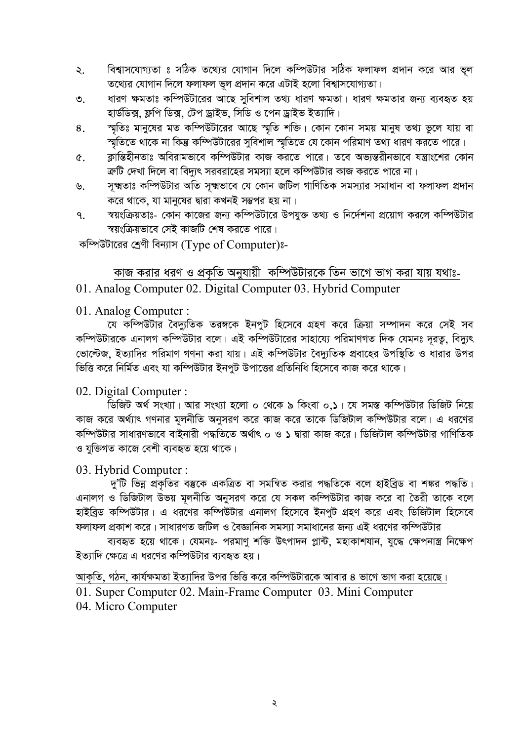২. বিশ্বাসযোগ্যতা ঃ সঠিক তথ্যের যোগান দিলে কম্পিউটার সঠিক ফলাফল প্রদান করে আর ভূল তথ্যের যোগান দিলে ফলাফল ভূল প্রদান করে এটাই হলো বিশ্বাসযোগ্যতা।

৩. ধারণ ক্ষমতাঃ কম্পিউটারের আছে সুবিশাল তথ্য ধারণ ক্ষমতা। ধারণ ক্ষমতার জন্য ব্যবহৃত হয় হার্ডডিক্স, ফ্লপি ডিক্স, টেপ ড্রাইভ, সিডি ও পেন ড্রাইভ ইত্যাদি।

৪. স্মৃতিঃ মানুষের মত কম্পিউটারের আছে স্মৃতি শক্তি। কোন কোন সময় মানুষ তথ্য ভুলে যায় বা স্মৃতিতে থাকে না কিন্তু কম্পিউটারের সুবিশাল স্মৃতিতে যে কোন পরিমাণ তথ্য ধারণ করতে পারে।

৫. ক্লান্তিহীনতাঃ অবিরামভাবে কম্পিউটার কাজ করতে পারে। তবে অভ্যন্তরীনভাবে যন্ত্রাংশের কোন ক্রুটি দেখা দিলে বা বিদ্যুৎ সরবরাহের সমস্যা হলে কম্পিউটার কাজ করতে পারে না।

৬. সূক্ষতাঃ কম্পিউটার অতি সূক্ষভাবে যে কোন জটিল গাণিতিক সমস্যার সমাধান বা ফলাফল প্রদান করে থাকে, যা মানুষের দ্বারা কখনই সম্ভপর হয় না।

৭. স্বয়ংক্রিয়তাঃ- কোন কাজের জন্য কম্পিউটারে উপযুক্ত তথ্য ও নির্দেশনা প্রয়োগ করলে কম্পিউটার স্বয়ংক্রিয়ভাবে সেই কাজটি শেষ করতে পারে।

কম্পিউটারের শ্রেণী বিন্যাস (Type of Computer)ঃ-

<u>কাজ করার ধরণ ও প্রকৃতি অনুযায়ী কম্পিউটারকে তিন ভাগে ভাগ করা যায় যথাঃ-</u>

01. Analog Computer 02. Digital Computer 03. Hybrid Computer

01. Analog Computer :

যে কম্পিউটার বৈদ্যুতিক তরঙ্গকে ইনপুট হিসেবে গ্রহণ করে ক্রিয়া সম্পাদন করে সেই সব কম্পিউটারকে এনালগ কম্পিউটার বলে। এই কম্পিউটারের সাহায্যে পরিমাণগত দিক যেমনঃ দূরত্ব, বিদ্যুৎ ভোল্টেজ, ইত্যাদির পরিমাণ গণনা করা যায়। এই কম্পিউটার বৈদ্যুতিক প্রবাহের উপস্থিতি ও ধারার উপর ভিত্তি করে নির্মিত এবং যা কম্পিউটার ইনপুট উপাত্তের প্রতিনিধি হিসেবে কাজ করে থাকে।

02. Digital Computer :

ডিজিট অর্থ সংখ্যা। আর সংখ্যা হলো ০ থেকে ৯ কিংবা ০,১। যে সমস্ত কম্পিউটার ডিজিট নিয়ে কাজ করে অর্থ্যাৎ গণনার মূলনীতি অনুসরণ করে কাজ করে তাকে ডিজিটাল কম্পিউটার বলে। এ ধরণের কম্পিউটার সাধারণভাবে বাইনারী পদ্ধতিতে অর্থাৎ ০ ও ১ দ্বারা কাজ করে। ডিজিটাল কম্পিউটার গাণিতিক ও যুক্তিগত কাজে বেশী ব্যবহৃত হয়ে থাকে।

03. Hybrid Computer :

দু'টি ভিন্ন প্রকৃতির বস্তুকে একত্রিত বা সমন্বিত করার পদ্ধতিকে বলে হাইব্রিড বা শঙ্কর পদ্ধতি। এনালগ ও ডিজিটাল উভয় মূলনীতি অনুসরণ করে যে সকল কম্পিউটার কাজ করে বা তৈরী তাকে বলে হাইব্রিড কম্পিউটার। এ ধরণের কম্পিউটার এনালগ হিসেবে ইনপুট গ্রহণ করে এবং ডিজিটাল হিসেবে ফলাফল প্রকাশ করে। সাধারণত জটিল ও বৈজ্ঞানিক সমস্যা সমাধানের জন্য এই ধরণের কম্পিউটার ব্যবহৃত হয়ে থাকে। যেমনঃ- পরমাণু শক্তি উৎপাদন প্লান্ট, মহাকাশযান, যুদ্ধে ক্ষেপনাস্ত্র নিক্ষেপ ইত্যাদি ক্ষেত্রে এ ধরণের কম্পিউটার ব্যবহৃত হয়।

<u>আকৃতি, গঠন, কার্যক্ষমতা ইত্যাদির উপর ভিত্তি করে কম্পিউটারকে আবার ৪ ভাগে ভাগ করা হয়েছে।</u>

01. Super Computer 02. Main-Frame Computer 03. Mini Computer
04. Micro Computer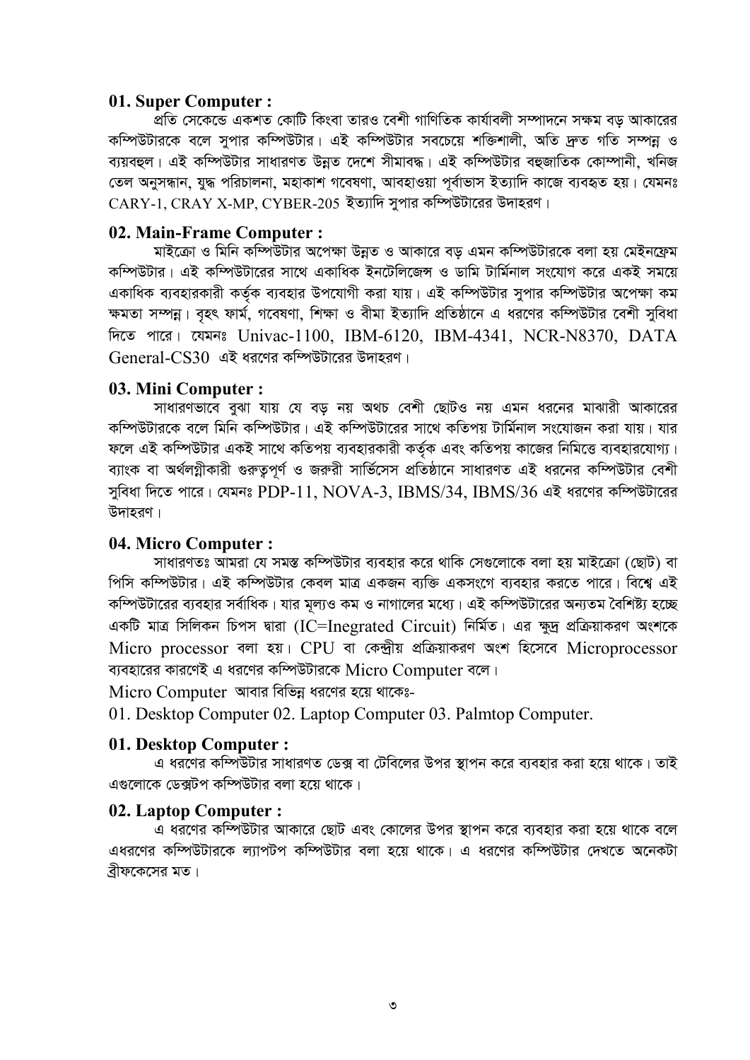### 01. Super Computer :

প্রতি সেকেন্ডে একশত কোটি কিংবা তারও বেশী গাণিতিক কার্যাবলী সম্পাদনে সক্ষম বড় আকারের কম্পিউটারকে বলে সুপার কম্পিউটার। এই কম্পিউটার সবচেয়ে শক্তিশালী, অতি দ্রুত গতি সম্পন্ন ও ব্যয়বহুল। এই কম্পিউটার সাধারণত উন্নত দেশে সীমাবদ্ধ। এই কম্পিউটার বহুজাতিক কোম্পানী, খনিজ তেল অনুসন্ধান, যুদ্ধ পরিচালনা, মহাকাশ গবেষণা, আবহাওয়া পূর্বাভাস ইত্যাদি কাজে ব্যবহৃত হয়। যেমনঃ CARY-1, CRAY X-MP, CYBER-205 ইত্যাদি সুপার কম্পিউটারের উদাহরণ।

### 02. Main-Frame Computer :

মাইক্রো ও মিনি কম্পিউটার অপেক্ষা উন্নত ও আকারে বড় এমন কম্পিউটারকে বলা হয় মেইনফ্রেম কম্পিউটার। এই কম্পিউটারের সাথে একাধিক ইনটেলিজেন্স ও ডামি টার্মিনাল সংযোগ করে একই সময়ে একাধিক ব্যবহারকারী কর্তৃক ব্যবহার উপযোগী করা যায়। এই কম্পিউটার সুপার কম্পিউটার অপেক্ষা কম ক্ষমতা সম্পন্ন। বৃহৎ ফার্ম, গবেষণা, শিক্ষা ও বীমা ইত্যাদি প্রতিষ্ঠানে এ ধরণের কম্পিউটার বেশী সুবিধা দিতে পারে। যেমনঃ Univac-1100, IBM-6120, IBM-4341, NCR-N8370, DATA General-CS30 এই ধরণের কম্পিউটারের উদাহরণ।

### 03. Mini Computer :

সাধারণভাবে বুঝা যায় যে বড় নয় অথচ বেশী ছোটও নয় এমন ধরনের মাঝারী আকারের কম্পিউটারকে বলে মিনি কম্পিউটার। এই কম্পিউটারের সাথে কতিপয় টার্মিনাল সংযোজন করা যায়। যার ফলে এই কম্পিউটার একই সাথে কতিপয় ব্যবহারকারী কর্তৃক এবং কতিপয় কাজের নিমিত্তে ব্যবহারযোগ্য। ব্যাংক বা অর্থলগ্নীকারী গুরুত্বপূর্ণ ও জরুরী সার্ভিসেস প্রতিষ্ঠানে সাধারণত এই ধরনের কম্পিউটার বেশী সুবিধা দিতে পারে। যেমনঃ PDP-11, NOVA-3, IBMS/34, IBMS/36 এই ধরণের কম্পিউটারের উদাহরণ।

### 04. Micro Computer :

সাধারণতঃ আমরা যে সমস্ত কম্পিউটার ব্যবহার করে থাকি সেগুলোকে বলা হয় মাইক্রো (ছোট) বা পিসি কম্পিউটার। এই কম্পিউটার কেবল মাত্র একজন ব্যক্তি একসংগে ব্যবহার করতে পারে। বিশ্বে এই কম্পিউটারের ব্যবহার সর্বাধিক। যার মূল্যও কম ও নাগালের মধ্যে। এই কম্পিউটারের অন্যতম বৈশিষ্ট্য হচ্ছে একটি মাত্র সিলিকন চিপস দ্বারা (IC=Inegrated Circuit) নির্মিত। এর ক্ষুদ্র প্রক্রিয়াকরণ অংশকে Micro processor বলা হয়। CPU বা কেন্দ্রীয় প্রক্রিয়াকরণ অংশ হিসেবে Microprocessor ব্যবহারের কারণেই এ ধরণের কম্পিউটারকে Micro Computer বলে।

Micro Computer আবার বিভিন্ন ধরণের হয়ে থাকেঃ-

01. Desktop Computer 02. Laptop Computer 03. Palmtop Computer.

### 01. Desktop Computer :

এ ধরণের কম্পিউটার সাধারণত ডেক্স বা টেবিলের উপর স্থাপন করে ব্যবহার করা হয়ে থাকে। তাই এগুলোকে ডেক্সটপ কম্পিউটার বলা হয়ে থাকে।

### 02. Laptop Computer :

এ ধরণের কম্পিউটার আকারে ছোট এবং কোলের উপর স্থাপন করে ব্যবহার করা হয়ে থাকে বলে এধরণের কম্পিউটারকে ল্যাপটপ কম্পিউটার বলা হয়ে থাকে। এ ধরণের কম্পিউটার দেখতে অনেকটা ব্রীফকেসের মত।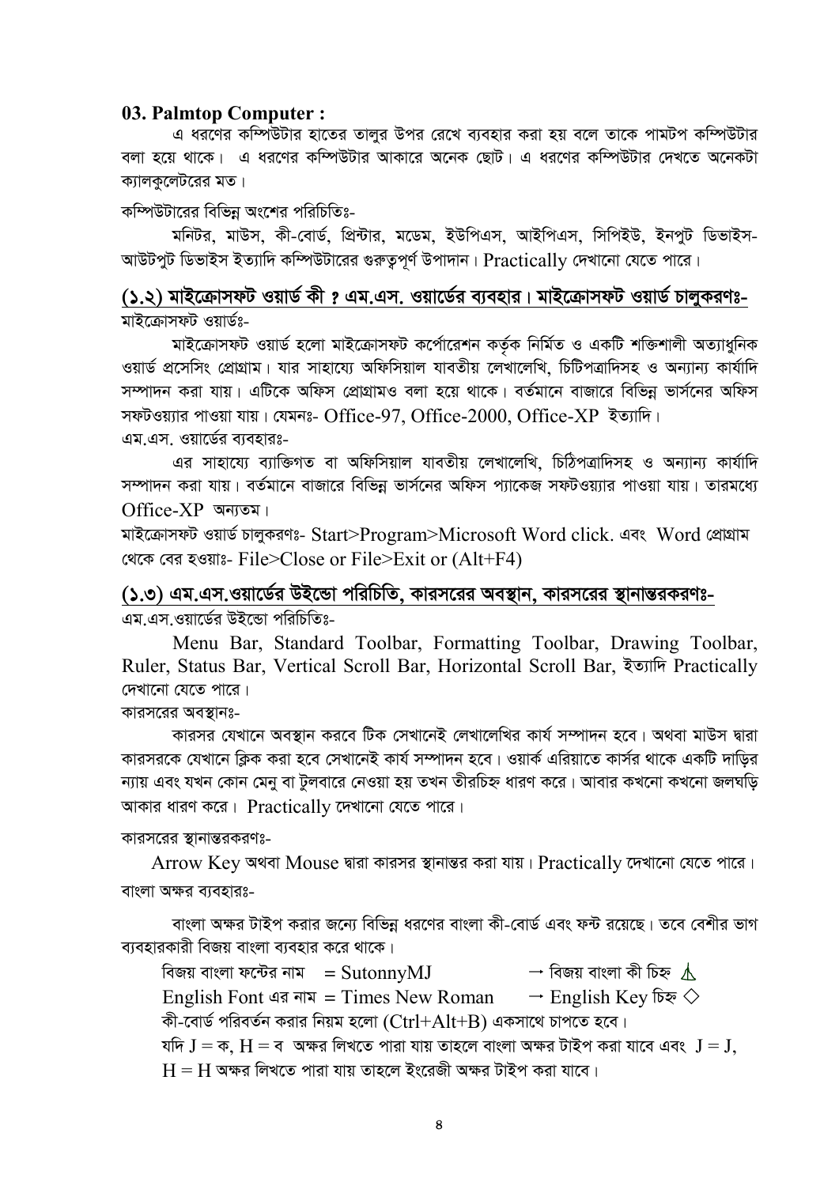### 03. Palmtop Computer :

এ ধরণের কম্পিউটার হাতের তালুর উপর রেখে ব্যবহার করা হয় বলে তাকে পামটপ কম্পিউটার বলা হয়ে থাকে। এ ধরণের কম্পিউটার আকারে অনেক ছোট। এ ধরণের কম্পিউটার দেখতে অনেকটা ক্যালকুলেটরের মত।

কম্পিউটারের বিভিন্ন অংশের পরিচিতিঃ-

মনিটর, মাউস, কী-বোর্ড, প্রিন্টার, মডেম, ইউপিএস, আইপিএস, সিপিইউ, ইনপুট ডিভাইস-আউটপুট ডিভাইস ইত্যাদি কম্পিউটারের গুরুত্বপূর্ণ উপাদান। Practically দেখানো যেতে পারে।

## (১.২) মাইক্রোসফট ওয়ার্ড কী ? এম.এস. ওয়ার্ডের ব্যবহার। মাইক্রোসফট ওয়ার্ড চালুকরণঃ-

মাইক্রোসফট ওয়ার্ডঃ-

মাইক্রোসফট ওয়ার্ড হলো মাইক্রোসফট কর্পোরেশন কর্তৃক নির্মিত ও একটি শক্তিশালী অত্যাধুনিক ওয়ার্ড প্রসেসিং প্রোগ্রাম। যার সাহায্যে অফিসিয়াল যাবতীয় লেখালেখি, চিটিপত্রাদিসহ ও অন্যান্য কার্যাদি সম্পাদন করা যায়। এটিকে অফিস প্রোগ্রামও বলা হয়ে থাকে। বর্তমানে বাজারে বিভিন্ন ভার্সনের অফিস সফটওয়্যার পাওয়া যায়। যেমনঃ- Office-97, Office-2000, Office-XP ইত্যাদি।

এম.এস. ওয়ার্ডের ব্যবহারঃ-

এর সাহায্যে ব্যক্তিগত বা অফিসিয়াল যাবতীয় লেখালেখি, চিঠিপত্রাদিসহ ও অন্যান্য কার্যাদি সম্পাদন করা যায়। বর্তমানে বাজারে বিভিন্ন ভার্সনের অফিস প্যাকেজ সফটওয়্যার পাওয়া যায়। তারমধ্যে Office-XP অন্যতম।

মাইক্রোসফট ওয়ার্ড চালুকরণঃ- Start>Program>Microsoft Word click. এবং Word প্রোগ্রাম থেকে বের হওয়াঃ- File>Close or File>Exit or (Alt+F4)

## (১.৩) এম.এস.ওয়ার্ডের উইন্ডো পরিচিতি, কারসরের অবস্থান, কারসরের স্থানান্তরকরণঃ-

এম.এস.ওয়ার্ডের উইন্ডো পরিচিতিঃ-

Menu Bar, Standard Toolbar, Formatting Toolbar, Drawing Toolbar, Ruler, Status Bar, Vertical Scroll Bar, Horizontal Scroll Bar, ইত্যাদি Practically দেখানো যেতে পারে।

কারসরের অবস্থানঃ-

কারসর যেখানে অবস্থান করবে টিক সেখানেই লেখালেখির কার্য সম্পাদন হবে। অথবা মাউস দ্বারা কারসরকে যেখানে ক্লিক করা হবে সেখানেই কার্য সম্পাদন হবে। ওয়ার্ক এরিয়াতে কার্সর থাকে একটি দাড়ির ন্যায় এবং যখন কোন মেনু বা টুলবারে নেওয়া হয় তখন তীরচিহ্ন ধারণ করে। আবার কখনো কখনো জলঘড়ি আকার ধারণ করে। Practically দেখানো যেতে পারে।

কারসরের স্থানান্তরকরণঃ-

Arrow Key অথবা Mouse দ্বারা কারসর স্থানান্তর করা যায়। Practically দেখানো যেতে পারে।

বাংলা অক্ষর ব্যবহারঃ-

বাংলা অক্ষর টাইপ করার জন্যে বিভিন্ন ধরণের বাংলা কী-বোর্ড এবং ফন্ট রয়েছে। তবে বেশীর ভাগ ব্যবহারকারী বিজয় বাংলা ব্যবহার করে থাকে।

বিজয় বাংলা ফন্টের নাম = SutonnyMJ → বিজয় বাংলা কী চিহ্ন ⚠

English Font এর নাম = Times New Roman → English Key চিহ্ন ◇

কী-বোর্ড পরিবর্তন করার নিয়ম হলো (Ctrl+Alt+B) একসাথে চাপতে হবে।

যদি J = ক, H = ব অক্ষর লিখতে পারা যায় তাহলে বাংলা অক্ষর টাইপ করা যাবে এবং J = J, H = H অক্ষর লিখতে পারা যায় তাহলে ইংরেজী অক্ষর টাইপ করা যাবে।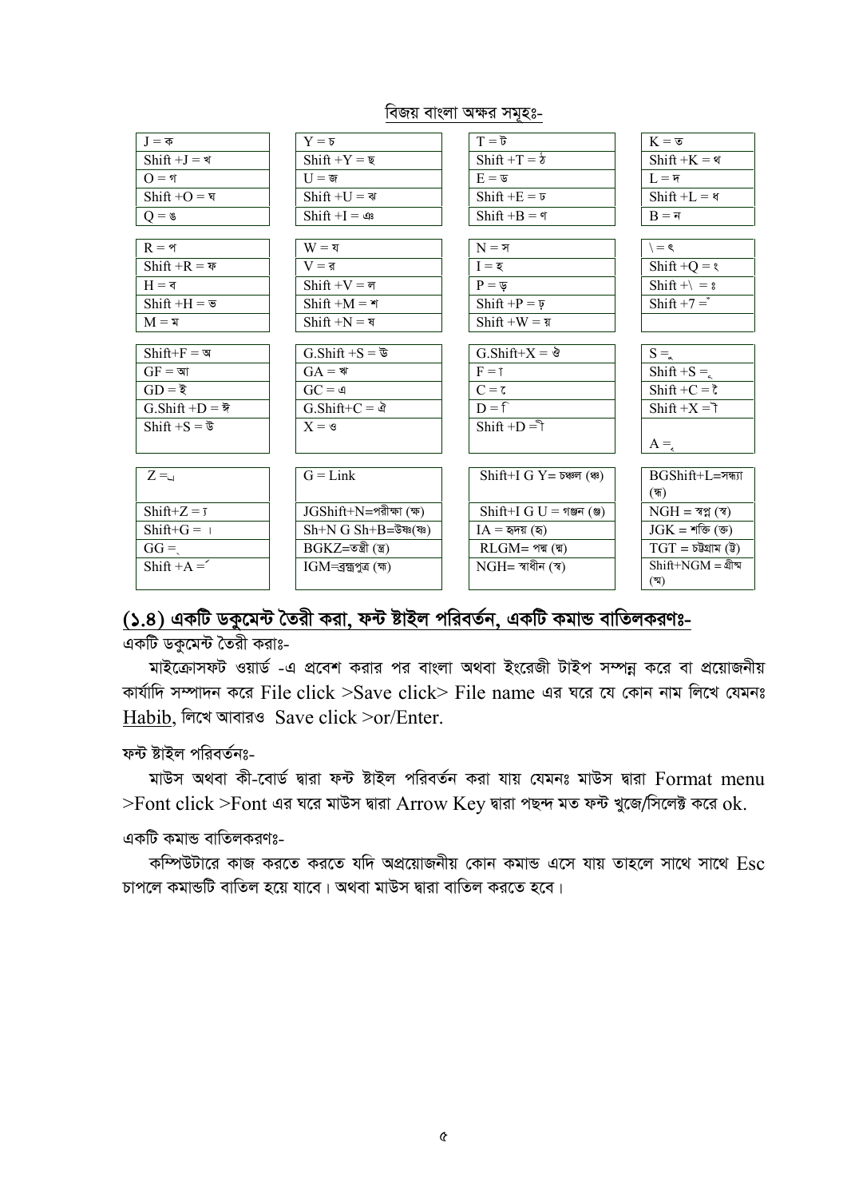বিজয় বাংলা অক্ষর সমূহঃ-

| | | | |
|---|---|---|---|
| J = ক | Y = চ | T = ট | K = ত |
| Shift +J = খ | Shift +Y = ছ | Shift +T = ঠ | Shift +K = থ |
| O = গ | U = জ | E = ড | L = দ |
| Shift +O = ঘ | Shift +U = ঝ | Shift +E = ঢ | Shift +L = ধ |
| Q = ঙ | Shift +I = ঞ | Shift +B = ণ | B = ন |
| R = প | W = য | N = স | \ = ৎ |
| Shift +R = ফ | V = র | I = হ | Shift +Q = ং |
| H = ব | Shift +V = ল | P = ড় | Shift +\ = ঃ |
| Shift +H = ভ | Shift +M = শ | Shift +P = ঢ় | Shift +7 = ঁ |
| M = ম | Shift +N = ষ | Shift +W = য় | |
| Shift+F = অ | G.Shift +S = উ | G.Shift+X = ঔ | S = ু |
| GF = আ | GA = ঋ | F = া | Shift +S = ূ |
| GD = ই | GC = এ | C = ে | Shift +C = ৈ |
| G.Shift +D = ঈ | G.Shift+C = ঐ | D = ি | Shift +X = ৗ |
| Shift +S = উ | X = ও | Shift +D = ী | A = ৃ |
| Z = ্র | G = Link | Shift+I G Y= চঞ্চল (ঞ্চ) | BGShift+L=সন্ধ্যা (ন্ধ) |
| Shift+Z = ্য | JGShift+N=পরীক্ষা (ক্ষ) | Shift+I G U = গঞ্জন (ঞ্জ) | NGH = স্বপ্ন (স্ব) |
| Shift+G = । | Sh+N G Sh+B=উষ্ণ(ষ্ণ) | IA = হৃদয় (হৃ) | JGK = শক্তি (ক্ত) |
| GG = ্ | BGKZ=তন্ত্রী (ন্ত্র) | RLGM= পদ্ম (দ্ম) | TGT = চট্টগ্রাম (ট্ট) |
| Shift +A = ৴ | IGM=ব্রহ্মপুত্র (হ্ম) | NGH= স্বাধীন (স্ব) | Shift+NGM = গ্রীষ্ম (ষ্ম) |

## (১.৪) একটি ডকুমেন্ট তৈরী করা, ফন্ট ষ্টাইল পরিবর্তন, একটি কমান্ড বাতিলকরণঃ-

একটি ডকুমেন্ট তৈরী করাঃ-

মাইক্রোসফট ওয়ার্ড -এ প্রবেশ করার পর বাংলা অথবা ইংরেজী টাইপ সম্পন্ন করে বা প্রয়োজনীয় কার্যাদি সম্পাদন করে File click >Save click> File name এর ঘরে যে কোন নাম লিখে যেমনঃ Habib, লিখে আবারও Save click >or/Enter.

ফন্ট ষ্টাইল পরিবর্তনঃ-

মাউস অথবা কী-বোর্ড দ্বারা ফন্ট ষ্টাইল পরিবর্তন করা যায় যেমনঃ মাউস দ্বারা Format menu >Font click >Font এর ঘরে মাউস দ্বারা Arrow Key দ্বারা পছন্দ মত ফন্ট খুজে/সিলেক্ট করে ok.

একটি কমান্ড বাতিলকরণঃ-

কম্পিউটারে কাজ করতে করতে যদি অপ্রয়োজনীয় কোন কমান্ড এসে যায় তাহলে সাথে সাথে Esc চাপলে কমান্ডটি বাতিল হয়ে যাবে। অথবা মাউস দ্বারা বাতিল করতে হবে।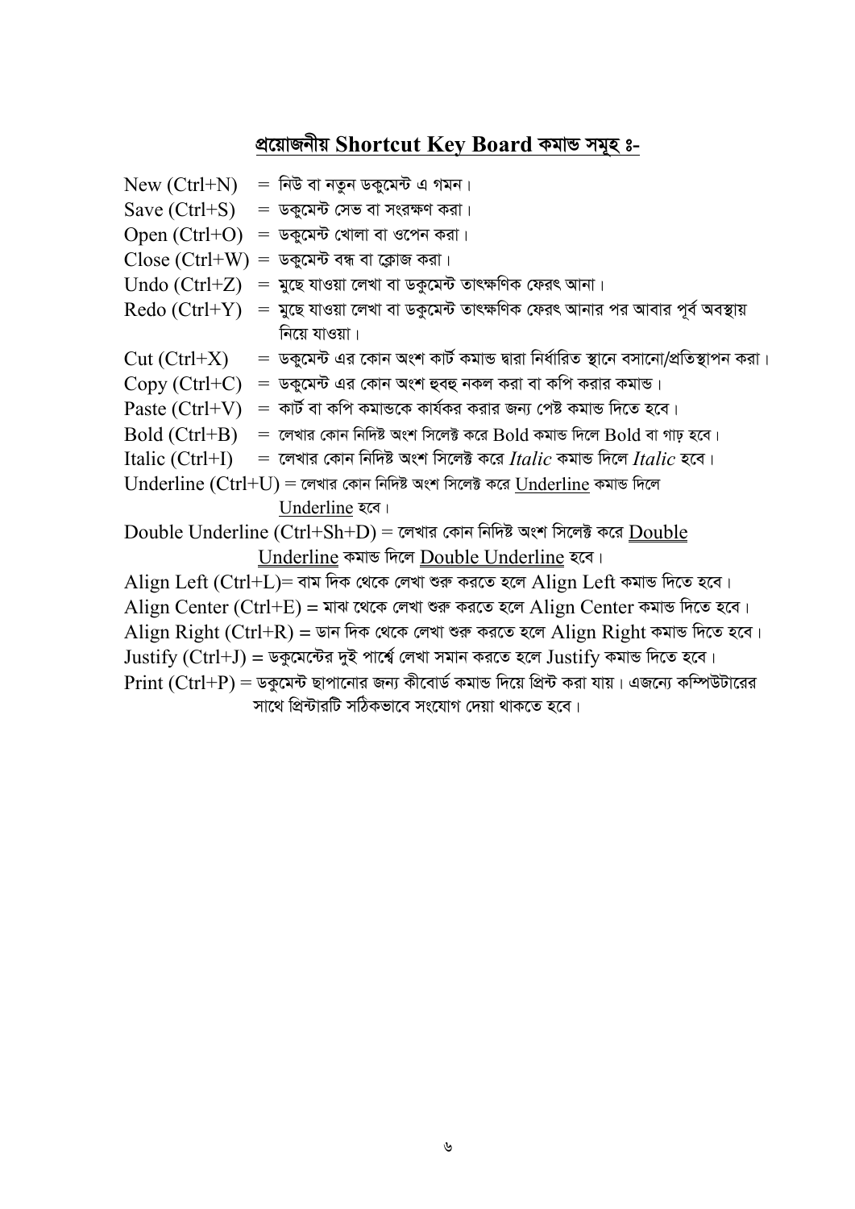## প্রয়োজনীয় Shortcut Key Board কমান্ড সমূহ ঃ-

New (Ctrl+N) = নিউ বা নতুন ডকুমেন্ট এ গমন।

Save (Ctrl+S) = ডকুমেন্ট সেভ বা সংরক্ষণ করা।

Open (Ctrl+O) = ডকুমেন্ট খোলা বা ওপেন করা।

Close (Ctrl+W) = ডকুমেন্ট বন্ধ বা ক্লোজ করা।

Undo (Ctrl+Z) = মুছে যাওয়া লেখা বা ডকুমেন্ট তাৎক্ষণিক ফেরৎ আনা।

Redo (Ctrl+Y) = মুছে যাওয়া লেখা বা ডকুমেন্ট তাৎক্ষণিক ফেরৎ আনার পর আবার পূর্ব অবস্থায় নিয়ে যাওয়া।

Cut (Ctrl+X) = ডকুমেন্ট এর কোন অংশ কার্ট কমান্ড দ্বারা নির্ধারিত স্থানে বসানো/প্রতিস্থাপন করা।

Copy (Ctrl+C) = ডকুমেন্ট এর কোন অংশ হুবহু নকল করা বা কপি করার কমান্ড।

Paste (Ctrl+V) = কার্ট বা কপি কমান্ডকে কার্যকর করার জন্য পেষ্ট কমান্ড দিতে হবে।

Bold (Ctrl+B) = লেখার কোন নিদিষ্ট অংশ সিলেক্ট করে Bold কমান্ড দিলে Bold বা গাঢ় হবে।

Italic (Ctrl+I) = লেখার কোন নিদিষ্ট অংশ সিলেক্ট করে *Italic* কমান্ড দিলে *Italic* হবে।

Underline (Ctrl+U) = লেখার কোন নিদিষ্ট অংশ সিলেক্ট করে <u>Underline</u> কমান্ড দিলে <u>Underline</u> হবে।

Double Underline (Ctrl+Sh+D) = লেখার কোন নিদিষ্ট অংশ সিলেক্ট করে <u>Double Underline</u> কমান্ড দিলে <u>Double Underline</u> হবে।

Align Left (Ctrl+L)= বাম দিক থেকে লেখা শুরু করতে হলে Align Left কমান্ড দিতে হবে।

Align Center (Ctrl+E) = মাঝ থেকে লেখা শুরু করতে হলে Align Center কমান্ড দিতে হবে।

Align Right (Ctrl+R) = ডান দিক থেকে লেখা শুরু করতে হলে Align Right কমান্ড দিতে হবে।

Justify (Ctrl+J) = ডকুমেন্টের দুই পার্শ্বে লেখা সমান করতে হলে Justify কমান্ড দিতে হবে।

Print (Ctrl+P) = ডকুমেন্ট ছাপানোর জন্য কীবোর্ড কমান্ড দিয়ে প্রিন্ট করা যায়। এজন্যে কম্পিউটারের সাথে প্রিন্টারটি সঠিকভাবে সংযোগ দেয়া থাকতে হবে।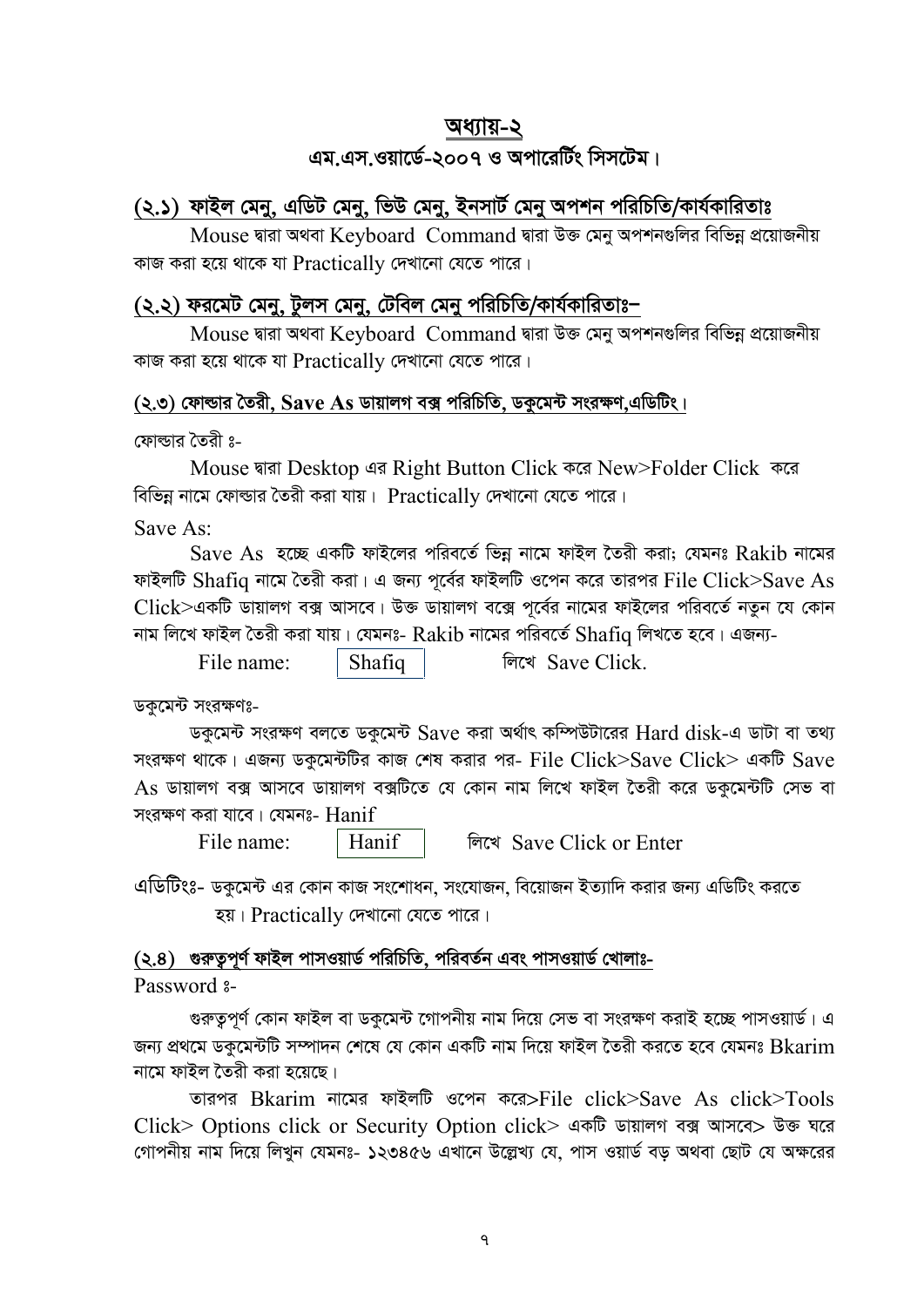# অধ্যায়-২

## এম.এস.ওয়ার্ডে-২০০৭ ও অপারেটিং সিসটেম।

## (২.১) ফাইল মেনু, এডিট মেনু, ভিউ মেনু, ইনসার্ট মেনু অপশন পরিচিতি/কার্যকারিতাঃ

Mouse দ্বারা অথবা Keyboard Command দ্বারা উক্ত মেনু অপশনগুলির বিভিন্ন প্রয়োজনীয় কাজ করা হয়ে থাকে যা Practically দেখানো যেতে পারে।

## (২.২) ফরমেট মেনু, টুলস মেনু, টেবিল মেনু পরিচিতি/কার্যকারিতাঃ–

Mouse দ্বারা অথবা Keyboard Command দ্বারা উক্ত মেনু অপশনগুলির বিভিন্ন প্রয়োজনীয় কাজ করা হয়ে থাকে যা Practically দেখানো যেতে পারে।

### (২.৩) ফোল্ডার তৈরী, Save As ডায়ালগ বক্স পরিচিতি, ডকুমেন্ট সংরক্ষণ,এডিটিং।

ফোল্ডার তৈরী ঃ-

Mouse দ্বারা Desktop এর Right Button Click করে New>Folder Click করে বিভিন্ন নামে ফোল্ডার তৈরী করা যায়। Practically দেখানো যেতে পারে।

Save As:

Save As হচ্ছে একটি ফাইলের পরিবর্তে ভিন্ন নামে ফাইল তৈরী করা; যেমনঃ Rakib নামের ফাইলটি Shafiq নামে তৈরী করা। এ জন্য পূর্বের ফাইলটি ওপেন করে তারপর File Click>Save As Click>একটি ডায়ালগ বক্স আসবে। উক্ত ডায়ালগ বক্সে পূর্বের নামের ফাইলের পরিবর্তে নতুন যে কোন নাম লিখে ফাইল তৈরী করা যায়। যেমনঃ- Rakib নামের পরিবর্তে Shafiq লিখতে হবে। এজন্য-

File name: | Shafiq | লিখে Save Click.

ডকুমেন্ট সংরক্ষণঃ-

ডকুমেন্ট সংরক্ষণ বলতে ডকুমেন্ট Save করা অর্থাৎ কম্পিউটারের Hard disk-এ ডাটা বা তথ্য সংরক্ষণ থাকে। এজন্য ডকুমেন্টটির কাজ শেষ করার পর- File Click>Save Click> একটি Save As ডায়ালগ বক্স আসবে ডায়ালগ বক্সটিতে যে কোন নাম লিখে ফাইল তৈরী করে ডকুমেন্টটি সেভ বা সংরক্ষণ করা যাবে। যেমনঃ- Hanif

File name: | Hanif | লিখে Save Click or Enter

এডিটিংঃ- ডকুমেন্ট এর কোন কাজ সংশোধন, সংযোজন, বিয়োজন ইত্যাদি করার জন্য এডিটিং করতে হয়। Practically দেখানো যেতে পারে।

### (২.৪) গুরুত্বপূর্ণ ফাইল পাসওয়ার্ড পরিচিতি, পরিবর্তন এবং পাসওয়ার্ড খোলাঃ-

Password ঃ-

গুরুত্বপূর্ণ কোন ফাইল বা ডকুমেন্ট গোপনীয় নাম দিয়ে সেভ বা সংরক্ষণ করাই হচ্ছে পাসওয়ার্ড। এ জন্য প্রথমে ডকুমেন্টটি সম্পাদন শেষে যে কোন একটি নাম দিয়ে ফাইল তৈরী করতে হবে যেমনঃ Bkarim নামে ফাইল তৈরী করা হয়েছে।

তারপর Bkarim নামের ফাইলটি ওপেন করে>File click>Save As click>Tools Click> Options click or Security Option click> একটি ডায়ালগ বক্স আসবে> উক্ত ঘরে গোপনীয় নাম দিয়ে লিখুন যেমনঃ- ১২৩৪৫৬ এখানে উল্লেখ্য যে, পাস ওয়ার্ড বড় অথবা ছোট যে অক্ষরের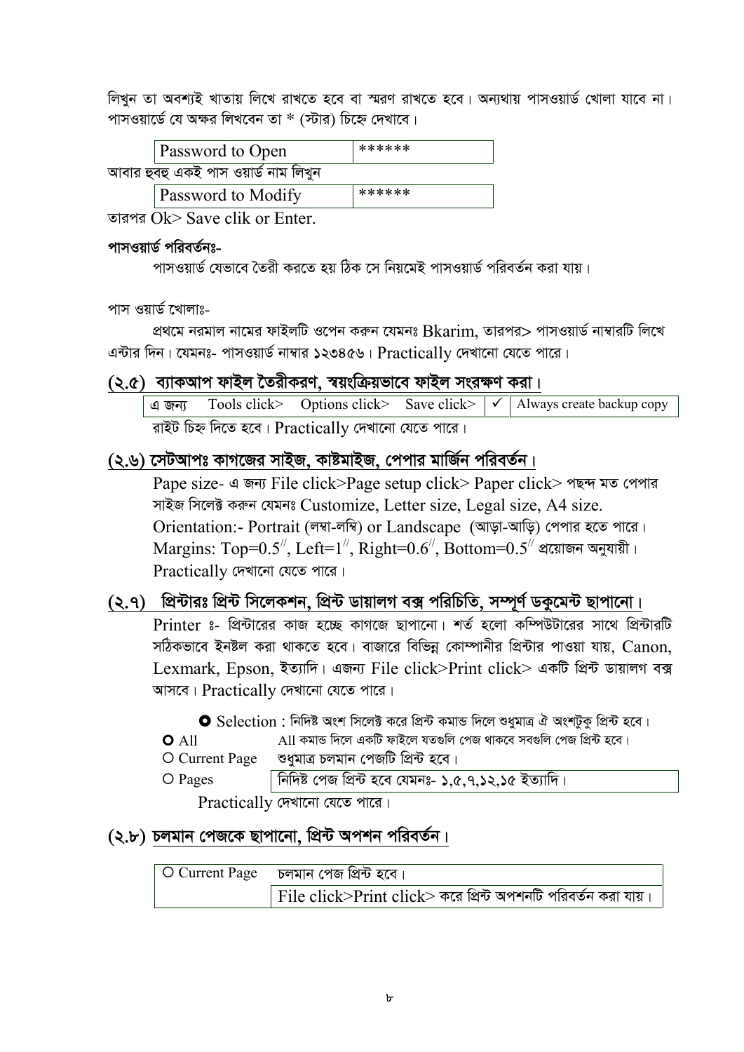লিখুন তা অবশ্যই খাতায় লিখে রাখতে হবে বা স্মরণ রাখতে হবে। অন্যথায় পাসওয়ার্ড খোলা যাবে না। পাসওয়ার্ডে যে অক্ষর লিখবেন তা * (স্টার) চিহ্নে দেখাবে।

| Password to Open | ****** |
|---|---|

আবার হুবহু একই পাস ওয়ার্ড নাম লিখুন

| Password to Modify | ****** |
|---|---|

তারপর Ok> Save clik or Enter.

**পাসওয়ার্ড পরিবর্তনঃ-**

পাসওয়ার্ড যেভাবে তৈরী করতে হয় ঠিক সে নিয়মেই পাসওয়ার্ড পরিবর্তন করা যায়।

পাস ওয়ার্ড খোলাঃ-

প্রথমে নরমাল নামের ফাইলটি ওপেন করুন যেমনঃ Bkarim, তারপর> পাসওয়ার্ড নাম্বারটি লিখে এন্টার দিন। যেমনঃ- পাসওয়ার্ড নাম্বার ১২৩৪৫৬। Practically দেখানো যেতে পারে।

## (২.৫) ব্যাকআপ ফাইল তৈরীকরণ, স্বয়ংক্রিয়ভাবে ফাইল সংরক্ষণ করা।

| এ জন্য Tools click> Options click> Save click> | ✓ | Always create backup copy |
|---|---|---|

রাইট চিহ্ন দিতে হবে। Practically দেখানো যেতে পারে।

## (২.৬) সেটআপঃ কাগজের সাইজ, কাষ্টমাইজ, পেপার মার্জিন পরিবর্তন।

Pape size- এ জন্য File click>Page setup click> Paper click> পছন্দ মত পেপার সাইজ সিলেক্ট করুন যেমনঃ Customize, Letter size, Legal size, A4 size.

Orientation:- Portrait (লম্বা-লম্বি) or Landscape (আড়া-আড়ি) পেপার হতে পারে।

Margins: Top=0.5//, Left=1//, Right=0.6//, Bottom=0.5// প্রয়োজন অনুযায়ী।

Practically দেখানো যেতে পারে।

## (২.৭) প্রিন্টারঃ প্রিন্ট সিলেকশন, প্রিন্ট ডায়ালগ বক্স পরিচিতি, সম্পূর্ণ ডকুমেন্ট ছাপানো।

Printer ঃ- প্রিন্টারের কাজ হচ্ছে কাগজে ছাপানো। শর্ত হলো কম্পিউটারের সাথে প্রিন্টারটি সঠিকভাবে ইনষ্টল করা থাকতে হবে। বাজারে বিভিন্ন কোম্পানীর প্রিন্টার পাওয়া যায়, Canon, Lexmark, Epson, ইত্যাদি। এজন্য File click>Print click> একটি প্রিন্ট ডায়ালগ বক্স আসবে। Practically দেখানো যেতে পারে।

- ◉ Selection : নিদিষ্ট অংশ সিলেক্ট করে প্রিন্ট কমান্ড দিলে শুধুমাত্র ঐ অংশটুকু প্রিন্ট হবে।
- O All — All কমান্ড দিলে একটি ফাইলে যতগুলি পেজ থাকবে সবগুলি পেজ প্রিন্ট হবে।
- O Current Page — শুধুমাত্র চলমান পেজটি প্রিন্ট হবে।
- O Pages — নিদিষ্ট পেজ প্রিন্ট হবে যেমনঃ- ১,৫,৭,১২,১৫ ইত্যাদি।

Practically দেখানো যেতে পারে।

## (২.৮) চলমান পেজকে ছাপানো, প্রিন্ট অপশন পরিবর্তন।

| O Current Page | চলমান পেজ প্রিন্ট হবে। |
|---|---|
| | File click>Print click> করে প্রিন্ট অপশনটি পরিবর্তন করা যায়। |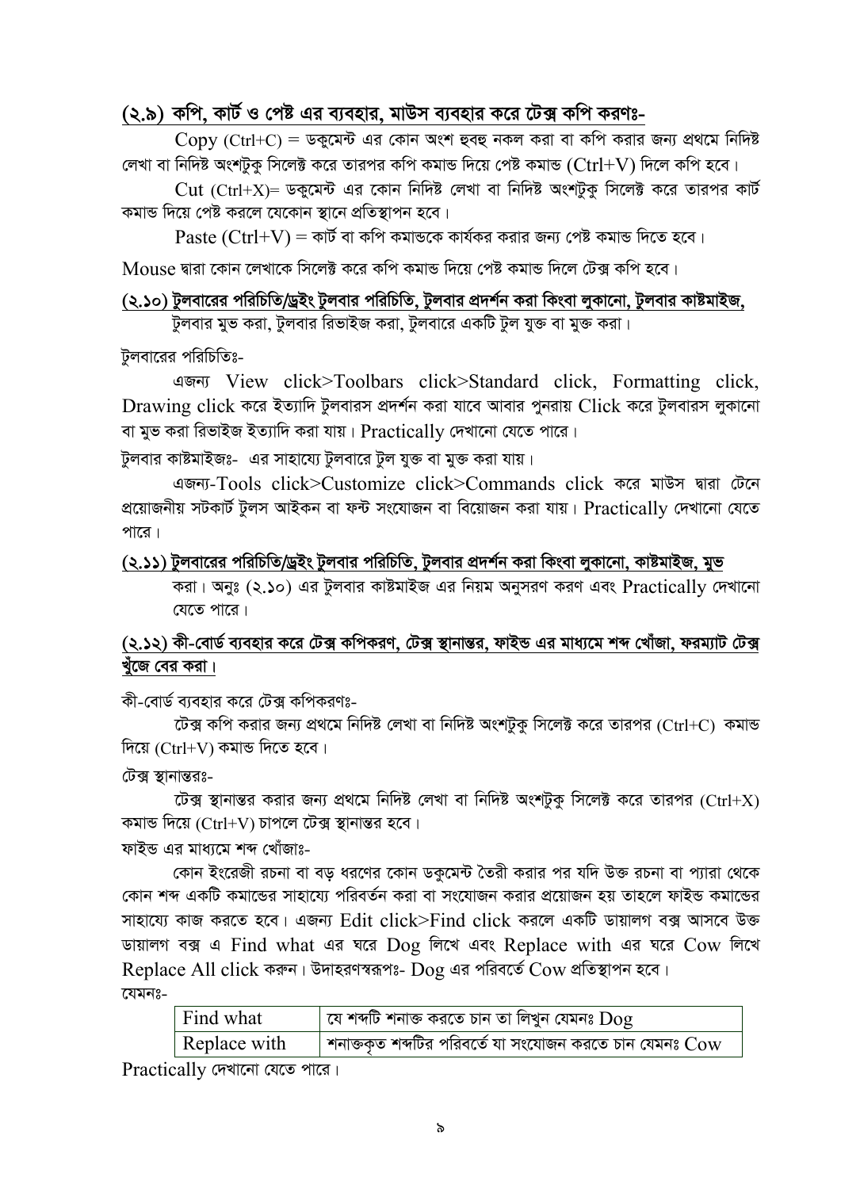## (২.৯) কপি, কার্ট ও পেষ্ট এর ব্যবহার, মাউস ব্যবহার করে টেক্স কপি করণঃ-

Copy (Ctrl+C) = ডকুমেন্ট এর কোন অংশ হুবহু নকল করা বা কপি করার জন্য প্রথমে নিদিষ্ট লেখা বা নিদিষ্ট অংশটুকু সিলেক্ট করে তারপর কপি কমান্ড দিয়ে পেষ্ট কমান্ড (Ctrl+V) দিলে কপি হবে।

Cut (Ctrl+X)= ডকুমেন্ট এর কোন নিদিষ্ট লেখা বা নিদিষ্ট অংশটুকু সিলেক্ট করে তারপর কার্ট কমান্ড দিয়ে পেষ্ট করলে যেকোন স্থানে প্রতিস্থাপন হবে।

Paste (Ctrl+V) = কার্ট বা কপি কমান্ডকে কার্যকর করার জন্য পেষ্ট কমান্ড দিতে হবে।

Mouse দ্বারা কোন লেখাকে সিলেক্ট করে কপি কমান্ড দিয়ে পেষ্ট কমান্ড দিলে টেক্স কপি হবে।

## (২.১০) টুলবারের পরিচিতি/ড্রইং টুলবার পরিচিতি, টুলবার প্রদর্শন করা কিংবা লুকানো, টুলবার কাষ্টমাইজ, টুলবার মুভ করা, টুলবার রিভাইজ করা, টুলবারে একটি টুল যুক্ত বা মুক্ত করা।

টুলবারের পরিচিতিঃ-

এজন্য View click>Toolbars click>Standard click, Formatting click, Drawing click করে ইত্যাদি টুলবারস প্রদর্শন করা যাবে আবার পুনরায় Click করে টুলবারস লুকানো বা মুভ করা রিভাইজ ইত্যাদি করা যায়। Practically দেখানো যেতে পারে।

টুলবার কাষ্টমাইজঃ- এর সাহায্যে টুলবারে টুল যুক্ত বা মুক্ত করা যায়।

এজন্য-Tools click>Customize click>Commands click করে মাউস দ্বারা টেনে প্রয়োজনীয় সটকার্ট টুলস আইকন বা ফন্ট সংযোজন বা বিয়োজন করা যায়। Practically দেখানো যেতে পারে।

## (২.১১) টুলবারের পরিচিতি/ড্রইং টুলবার পরিচিতি, টুলবার প্রদর্শন করা কিংবা লুকানো, কাষ্টমাইজ, মুভ করা।

অনুঃ (২.১০) এর টুলবার কাষ্টমাইজ এর নিয়ম অনুসরণ করণ এবং Practically দেখানো যেতে পারে।

## (২.১২) কী-বোর্ড ব্যবহার করে টেক্স কপিকরণ, টেক্স স্থানান্তর, ফাইন্ড এর মাধ্যমে শব্দ খোঁজা, ফরম্যাট টেক্স খুঁজে বের করা।

কী-বোর্ড ব্যবহার করে টেক্স কপিকরণঃ-

টেক্স কপি করার জন্য প্রথমে নিদিষ্ট লেখা বা নিদিষ্ট অংশটুকু সিলেক্ট করে তারপর (Ctrl+C) কমান্ড দিয়ে (Ctrl+V) কমান্ড দিতে হবে।

টেক্স স্থানান্তরঃ-

টেক্স স্থানান্তর করার জন্য প্রথমে নিদিষ্ট লেখা বা নিদিষ্ট অংশটুকু সিলেক্ট করে তারপর (Ctrl+X) কমান্ড দিয়ে (Ctrl+V) চাপলে টেক্স স্থানান্তর হবে।

ফাইন্ড এর মাধ্যমে শব্দ খোঁজাঃ-

কোন ইংরেজী রচনা বা বড় ধরণের কোন ডকুমেন্ট তৈরী করার পর যদি উক্ত রচনা বা প্যারা থেকে কোন শব্দ একটি কমান্ডের সাহায্যে পরিবর্তন করা বা সংযোজন করার প্রয়োজন হয় তাহলে ফাইন্ড কমান্ডের সাহায্যে কাজ করতে হবে। এজন্য Edit click>Find click করলে একটি ডায়ালগ বক্স আসবে উক্ত ডায়ালগ বক্স এ Find what এর ঘরে Dog লিখে এবং Replace with এর ঘরে Cow লিখে Replace All click করুন। উদাহরণস্বরূপঃ- Dog এর পরিবর্তে Cow প্রতিস্থাপন হবে।

যেমনঃ-

| Find what | যে শব্দটি শনাক্ত করতে চান তা লিখুন যেমনঃ Dog |
|---|---|
| Replace with | শনাক্তকৃত শব্দটির পরিবর্তে যা সংযোজন করতে চান যেমনঃ Cow |

Practically দেখানো যেতে পারে।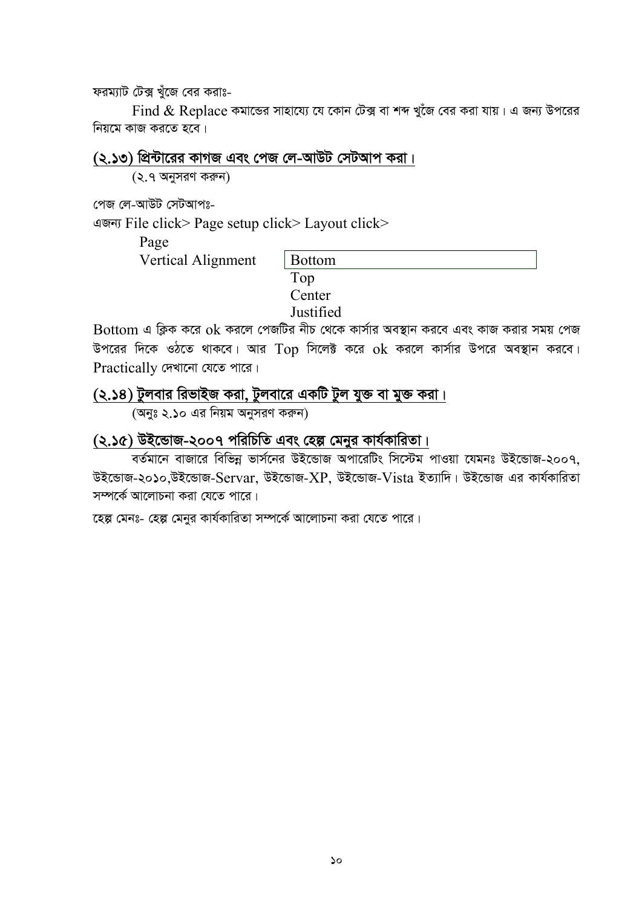ফরম্যাট টেক্স খুঁজে বের করাঃ-

Find & Replace কমান্ডের সাহায্যে যে কোন টেক্স বা শব্দ খুঁজে বের করা যায়। এ জন্য উপরের নিয়মে কাজ করতে হবে।

## (২.১৩) প্রিন্টারের কাগজ এবং পেজ লে-আউট সেটআপ করা।

(২.৭ অনুসরণ করুন)

পেজ লে-আউট সেটআপঃ-

এজন্য File click> Page setup click> Layout click>

Page

Vertical Alignment | Bottom |

Top

Center

Justified

Bottom এ ক্লিক করে ok করলে পেজটির নীচ থেকে কার্সার অবস্থান করবে এবং কাজ করার সময় পেজ উপরের দিকে ওঠতে থাকবে। আর Top সিলেক্ট করে ok করলে কার্সার উপরে অবস্থান করবে। Practically দেখানো যেতে পারে।

## (২.১৪) টুলবার রিভাইজ করা, টুলবারে একটি টুল যুক্ত বা মুক্ত করা।

(অনুঃ ২.১০ এর নিয়ম অনুসরণ করুন)

## (২.১৫) উইন্ডোজ-২০০৭ পরিচিতি এবং হেল্প মেনুর কার্যকারিতা।

বর্তমানে বাজারে বিভিন্ন ভার্সনের উইন্ডোজ অপারেটিং সিস্টেম পাওয়া যেমনঃ উইন্ডোজ-২০০৭, উইন্ডোজ-২০১০,উইন্ডোজ-Servar, উইন্ডোজ-XP, উইন্ডোজ-Vista ইত্যাদি। উইন্ডোজ এর কার্যকারিতা সম্পর্কে আলোচনা করা যেতে পারে।

হেল্প মেনঃ- হেল্প মেনুর কার্যকারিতা সম্পর্কে আলোচনা করা যেতে পারে।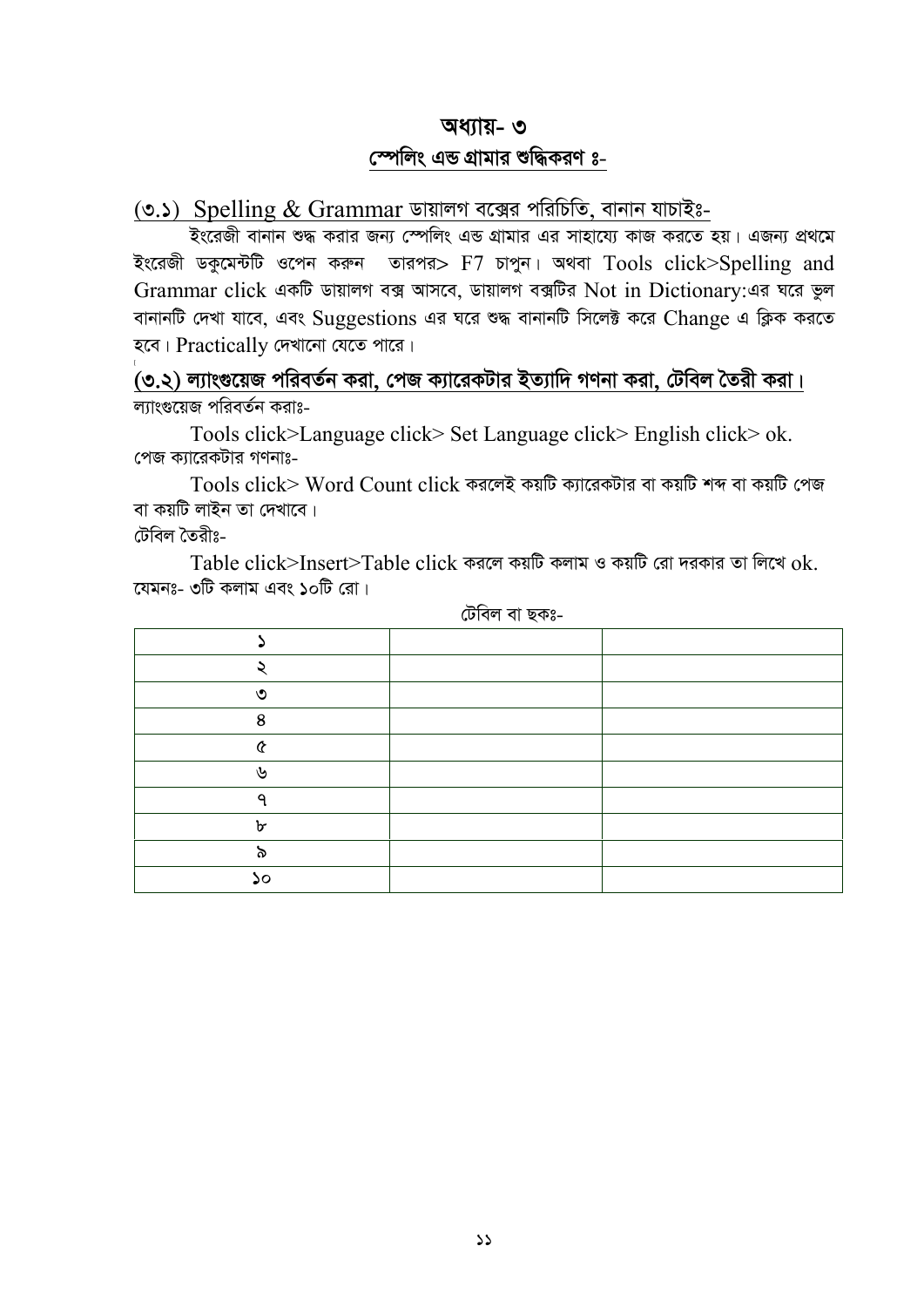# অধ্যায়- ৩

## স্পেলিং এন্ড গ্রামার শুদ্ধিকরণ ঃ-

### (৩.১) Spelling & Grammar ডায়ালগ বক্সের পরিচিতি, বানান যাচাইঃ-

ইংরেজী বানান শুদ্ধ করার জন্য স্পেলিং এন্ড গ্রামার এর সাহায্যে কাজ করতে হয়। এজন্য প্রথমে ইংরেজী ডকুমেন্টটি ওপেন করুন তারপর> F7 চাপুন। অথবা Tools click>Spelling and Grammar click একটি ডায়ালগ বক্স আসবে, ডায়ালগ বক্সটির Not in Dictionary:এর ঘরে ভুল বানানটি দেখা যাবে, এবং Suggestions এর ঘরে শুদ্ধ বানানটি সিলেক্ট করে Change এ ক্লিক করতে হবে। Practically দেখানো যেতে পারে।

### (৩.২) ল্যাংগুয়েজ পরিবর্তন করা, পেজ ক্যারেকটার ইত্যাদি গণনা করা, টেবিল তৈরী করা।

ল্যাংগুয়েজ পরিবর্তন করাঃ-

Tools click>Language click> Set Language click> English click> ok.

পেজ ক্যারেকটার গণনাঃ-

Tools click> Word Count click করলেই কয়টি ক্যারেকটার বা কয়টি শব্দ বা কয়টি পেজ বা কয়টি লাইন তা দেখাবে।

টেবিল তৈরীঃ-

Table click>Insert>Table click করলে কয়টি কলাম ও কয়টি রো দরকার তা লিখে ok. যেমনঃ- ৩টি কলাম এবং ১০টি রো।

টেবিল বা ছকঃ-

| ১ | | |
|---|---|---|
| ২ | | |
| ৩ | | |
| ৪ | | |
| ৫ | | |
| ৬ | | |
| ৭ | | |
| ৮ | | |
| ৯ | | |
| ১০ | | |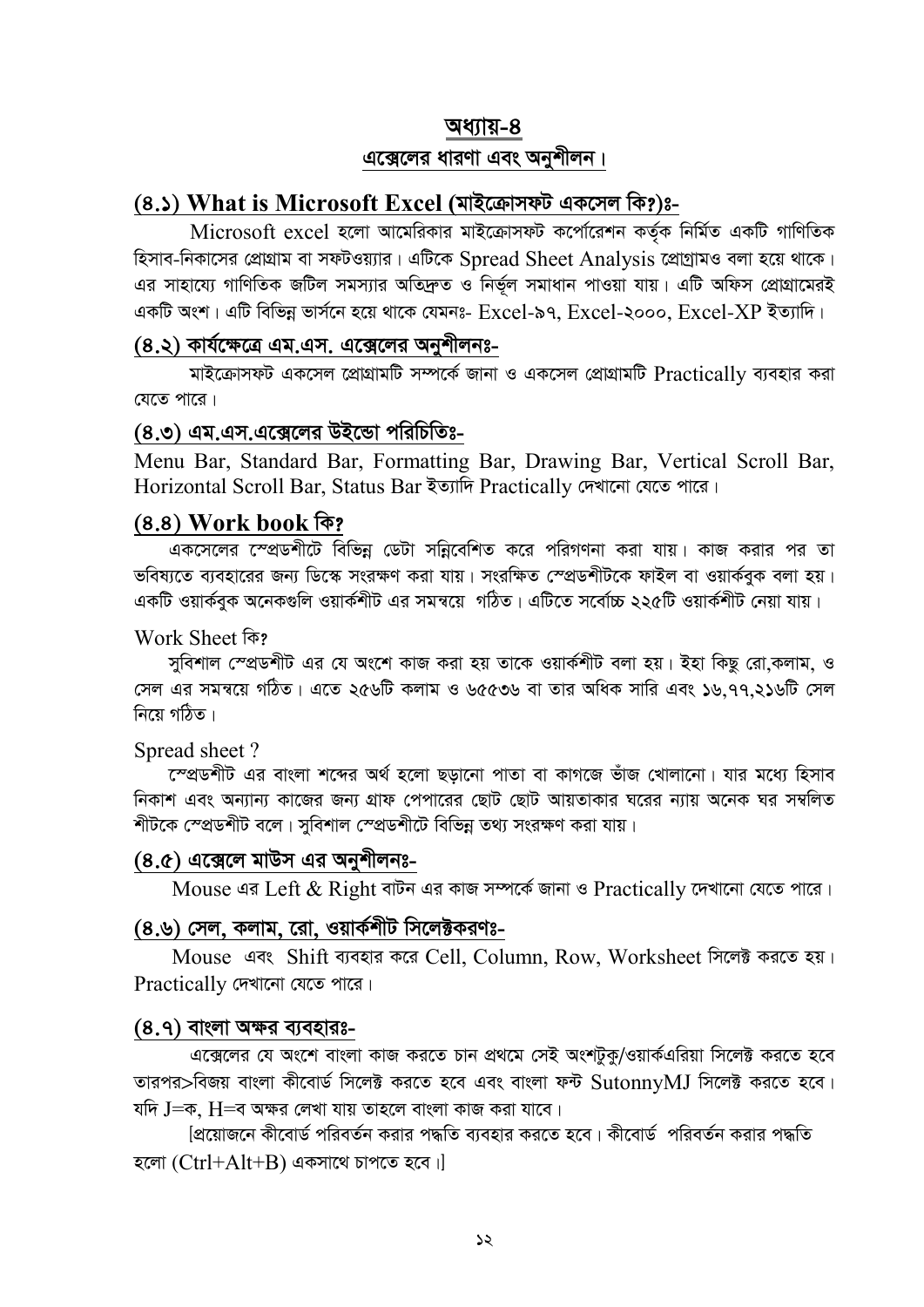# অধ্যায়-৪

## এক্সেলের ধারণা এবং অনুশীলন।

### (৪.১) What is Microsoft Excel (মাইক্রোসফট একসেল কি?)ঃ-

Microsoft excel হলো আমেরিকার মাইক্রোসফট কর্পোরেশন কর্তৃক নির্মিত একটি গাণিতিক হিসাব-নিকাসের প্রোগ্রাম বা সফটওয়্যার। এটিকে Spread Sheet Analysis প্রোগ্রামও বলা হয়ে থাকে। এর সাহায্যে গাণিতিক জটিল সমস্যার অতিদ্রুত ও নির্ভূল সমাধান পাওয়া যায়। এটি অফিস প্রোগ্রামেরই একটি অংশ। এটি বিভিন্ন ভার্সনে হয়ে থাকে যেমনঃ- Excel-৯৭, Excel-২০০০, Excel-XP ইত্যাদি।

### (৪.২) কার্যক্ষেত্রে এম.এস. এক্সেলের অনুশীলনঃ-

মাইক্রোসফট একসেল প্রোগ্রামটি সম্পর্কে জানা ও একসেল প্রোগ্রামটি Practically ব্যবহার করা যেতে পারে।

### (৪.৩) এম.এস.এক্সেলের উইন্ডো পরিচিতিঃ-

Menu Bar, Standard Bar, Formatting Bar, Drawing Bar, Vertical Scroll Bar, Horizontal Scroll Bar, Status Bar ইত্যাদি Practically দেখানো যেতে পারে।

### (৪.৪) Work book কি?

একসেলের স্প্রেডশীটে বিভিন্ন ডেটা সন্নিবেশিত করে পরিগণনা করা যায়। কাজ করার পর তা ভবিষ্যতে ব্যবহারের জন্য ডিস্কে সংরক্ষণ করা যায়। সংরক্ষিত স্প্রেডশীটকে ফাইল বা ওয়ার্কবুক বলা হয়। একটি ওয়ার্কবুক অনেকগুলি ওয়ার্কশীট এর সমন্বয়ে গঠিত। এটিতে সর্বোচ্চ ২২৫টি ওয়ার্কশীট নেয়া যায়।

Work Sheet কি?

সুবিশাল স্প্রেডশীট এর যে অংশে কাজ করা হয় তাকে ওয়ার্কশীট বলা হয়। ইহা কিছু রো,কলাম, ও সেল এর সমন্বয়ে গঠিত। এতে ২৫৬টি কলাম ও ৬৫৫৩৬ বা তার অধিক সারি এবং ১৬,৭৭,২১৬টি সেল নিয়ে গঠিত।

Spread sheet ?

স্প্রেডশীট এর বাংলা শব্দের অর্থ হলো ছড়ানো পাতা বা কাগজে ভাঁজ খোলানো। যার মধ্যে হিসাব নিকাশ এবং অন্যান্য কাজের জন্য গ্রাফ পেপারের ছোট ছোট আয়তাকার ঘরের ন্যায় অনেক ঘর সম্বলিত শীটকে স্প্রেডশীট বলে। সুবিশাল স্প্রেডশীটে বিভিন্ন তথ্য সংরক্ষণ করা যায়।

### (৪.৫) এক্সেলে মাউস এর অনুশীলনঃ-

Mouse এর Left & Right বাটন এর কাজ সম্পর্কে জানা ও Practically দেখানো যেতে পারে।

### (৪.৬) সেল, কলাম, রো, ওয়ার্কশীট সিলেক্টকরণঃ-

Mouse এবং Shift ব্যবহার করে Cell, Column, Row, Worksheet সিলেক্ট করতে হয়। Practically দেখানো যেতে পারে।

### (৪.৭) বাংলা অক্ষর ব্যবহারঃ-

এক্সেলের যে অংশে বাংলা কাজ করতে চান প্রথমে সেই অংশটুকু/ওয়ার্কএরিয়া সিলেক্ট করতে হবে তারপর>বিজয় বাংলা কীবোর্ড সিলেক্ট করতে হবে এবং বাংলা ফন্ট SutonnyMJ সিলেক্ট করতে হবে। যদি J=ক, H=ব অক্ষর লেখা যায় তাহলে বাংলা কাজ করা যাবে।

[প্রয়োজনে কীবোর্ড পরিবর্তন করার পদ্ধতি ব্যবহার করতে হবে। কীবোর্ড পরিবর্তন করার পদ্ধতি হলো (Ctrl+Alt+B) একসাথে চাপতে হবে।]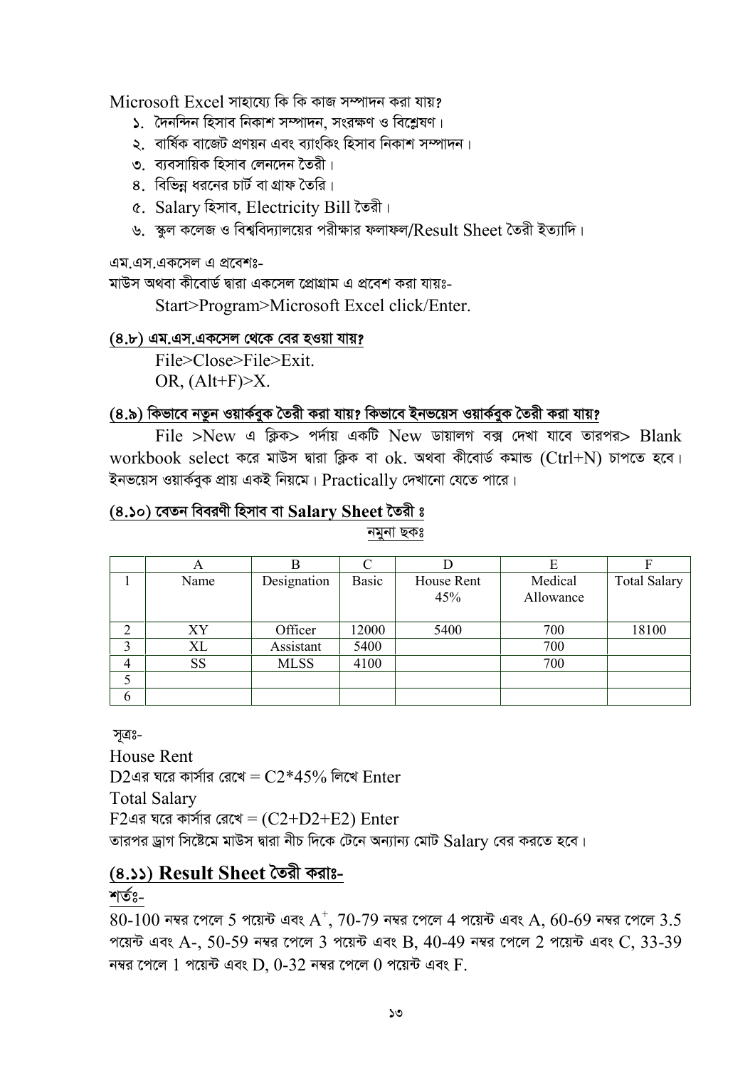Microsoft Excel সাহায্যে কি কি কাজ সম্পাদন করা যায়?

১. দৈনন্দিন হিসাব নিকাশ সম্পাদন, সংরক্ষণ ও বিশ্লেষণ।
২. বার্ষিক বাজেট প্রণয়ন এবং ব্যাংকিং হিসাব নিকাশ সম্পাদন।
৩. ব্যবসায়িক হিসাব লেনদেন তৈরী।
৪. বিভিন্ন ধরনের চার্ট বা গ্রাফ তৈরি।
৫. Salary হিসাব, Electricity Bill তৈরী।
৬. স্কুল কলেজ ও বিশ্ববিদ্যালয়ের পরীক্ষার ফলাফল/Result Sheet তৈরী ইত্যাদি।

এম.এস.একসেল এ প্রবেশঃ-

মাউস অথবা কীবোর্ড দ্বারা একসেল প্রোগ্রাম এ প্রবেশ করা যায়ঃ-

Start>Program>Microsoft Excel click/Enter.

## (৪.৮) এম.এস.একসেল থেকে বের হওয়া যায়?

File>Close>File>Exit.
OR, (Alt+F)>X.

## (৪.৯) কিভাবে নতুন ওয়ার্কবুক তৈরী করা যায়? কিভাবে ইনভয়েস ওয়ার্কবুক তৈরী করা যায়?

File >New এ ক্লিক> পর্দায় একটি New ডায়ালগ বক্স দেখা যাবে তারপর> Blank workbook select করে মাউস দ্বারা ক্লিক বা ok. অথবা কীবোর্ড কমান্ড (Ctrl+N) চাপতে হবে। ইনভয়েস ওয়ার্কবুক প্রায় একই নিয়মে। Practically দেখানো যেতে পারে।

## (৪.১০) বেতন বিবরণী হিসাব বা Salary Sheet তৈরী ঃ

নমুনা ছকঃ

| | A | B | C | D | E | F |
|---|---|---|---|---|---|---|
| 1 | Name | Designation | Basic | House Rent 45% | Medical Allowance | Total Salary |
| 2 | XY | Officer | 12000 | 5400 | 700 | 18100 |
| 3 | XL | Assistant | 5400 | | 700 | |
| 4 | SS | MLSS | 4100 | | 700 | |
| 5 | | | | | | |
| 6 | | | | | | |

সূত্রঃ-

House Rent

D2এর ঘরে কার্সার রেখে = C2*45% লিখে Enter

Total Salary

F2এর ঘরে কার্সার রেখে = (C2+D2+E2) Enter

তারপর ড্রাগ সিস্টেমে মাউস দ্বারা নীচ দিকে টেনে অন্যান্য মোট Salary বের করতে হবে।

## (৪.১১) Result Sheet তৈরী করাঃ-

শর্তঃ-

80-100 নম্বর পেলে 5 পয়েন্ট এবং $A^+$, 70-79 নম্বর পেলে 4 পয়েন্ট এবং A, 60-69 নম্বর পেলে 3.5 পয়েন্ট এবং A-, 50-59 নম্বর পেলে 3 পয়েন্ট এবং B, 40-49 নম্বর পেলে 2 পয়েন্ট এবং C, 33-39 নম্বর পেলে 1 পয়েন্ট এবং D, 0-32 নম্বর পেলে 0 পয়েন্ট এবং F.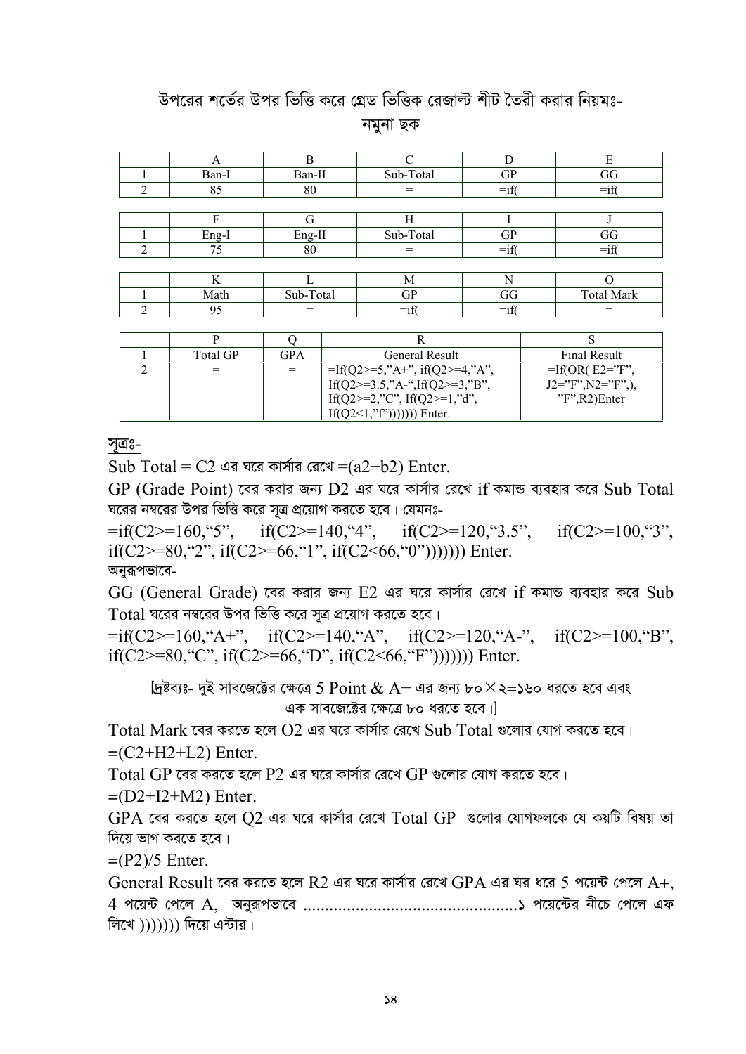## উপরের শর্তের উপর ভিত্তি করে গ্রেড ভিত্তিক রেজাল্ট শীট তৈরী করার নিয়মঃ-

### নমুনা ছক

| | A | B | C | D | E |
|---|---|---|---|---|---|
| 1 | Ban-I | Ban-II | Sub-Total | GP | GG |
| 2 | 85 | 80 | = | =if( | =if( |

| | F | G | H | I | J |
|---|---|---|---|---|---|
| 1 | Eng-I | Eng-II | Sub-Total | GP | GG |
| 2 | 75 | 80 | = | =if( | =if( |

| | K | L | M | N | O |
|---|---|---|---|---|---|
| 1 | Math | Sub-Total | GP | GG | Total Mark |
| 2 | 95 | = | =if( | =if( | = |

| | P | Q | R | S |
|---|---|---|---|---|
| 1 | Total GP | GPA | General Result | Final Result |
| 2 | = | = | =If(Q2>=5,"A+", if(Q2>=4,"A", If(Q2>=3.5,"A-",If(Q2>=3,"B", If(Q2>=2,"C", If(Q2>=1,"d", If(Q2<1,"f"))))))) Enter. | =If(OR( E2="F", J2="F",N2="F",), "F",R2)Enter |

সূত্রঃ-

Sub Total = C2 এর ঘরে কার্সার রেখে =(a2+b2) Enter.

GP (Grade Point) বের করার জন্য D2 এর ঘরে কার্সার রেখে if কমান্ড ব্যবহার করে Sub Total ঘরের নম্বরের উপর ভিত্তি করে সূত্র প্রয়োগ করতে হবে। যেমনঃ-

=if(C2>=160,"5", if(C2>=140,"4", if(C2>=120,"3.5", if(C2>=100,"3", if(C2>=80,"2", if(C2>=66,"1", if(C2<66,"0"))))))) Enter.

অনুরূপভাবে-

GG (General Grade) বের করার জন্য E2 এর ঘরে কার্সার রেখে if কমান্ড ব্যবহার করে Sub Total ঘরের নম্বরের উপর ভিত্তি করে সূত্র প্রয়োগ করতে হবে।

=if(C2>=160,"A+", if(C2>=140,"A", if(C2>=120,"A-", if(C2>=100,"B", if(C2>=80,"C", if(C2>=66,"D", if(C2<66,"F"))))))) Enter.

[দ্রষ্টব্যঃ- দুই সাবজেক্টের ক্ষেত্রে 5 Point & A+ এর জন্য ৮০ × ২=১৬০ ধরতে হবে এবং এক সাবজেক্টের ক্ষেত্রে ৮০ ধরতে হবে।]

Total Mark বের করতে হলে O2 এর ঘরে কার্সার রেখে Sub Total গুলোর যোগ করতে হবে।

=(C2+H2+L2) Enter.

Total GP বের করতে হলে P2 এর ঘরে কার্সার রেখে GP গুলোর যোগ করতে হবে।

=(D2+I2+M2) Enter.

GPA বের করতে হলে Q2 এর ঘরে কার্সার রেখে Total GP গুলোর যোগফলকে যে কয়টি বিষয় তা দিয়ে ভাগ করতে হবে।

=(P2)/5 Enter.

General Result বের করতে হলে R2 এর ঘরে কার্সার রেখে GPA এর ঘর ধরে 5 পয়েন্ট পেলে A+, 4 পয়েন্ট পেলে A, অনুরূপভাবে ..............................................১ পয়েন্টের নীচে পেলে এফ লিখে ))))))) দিয়ে এন্টার।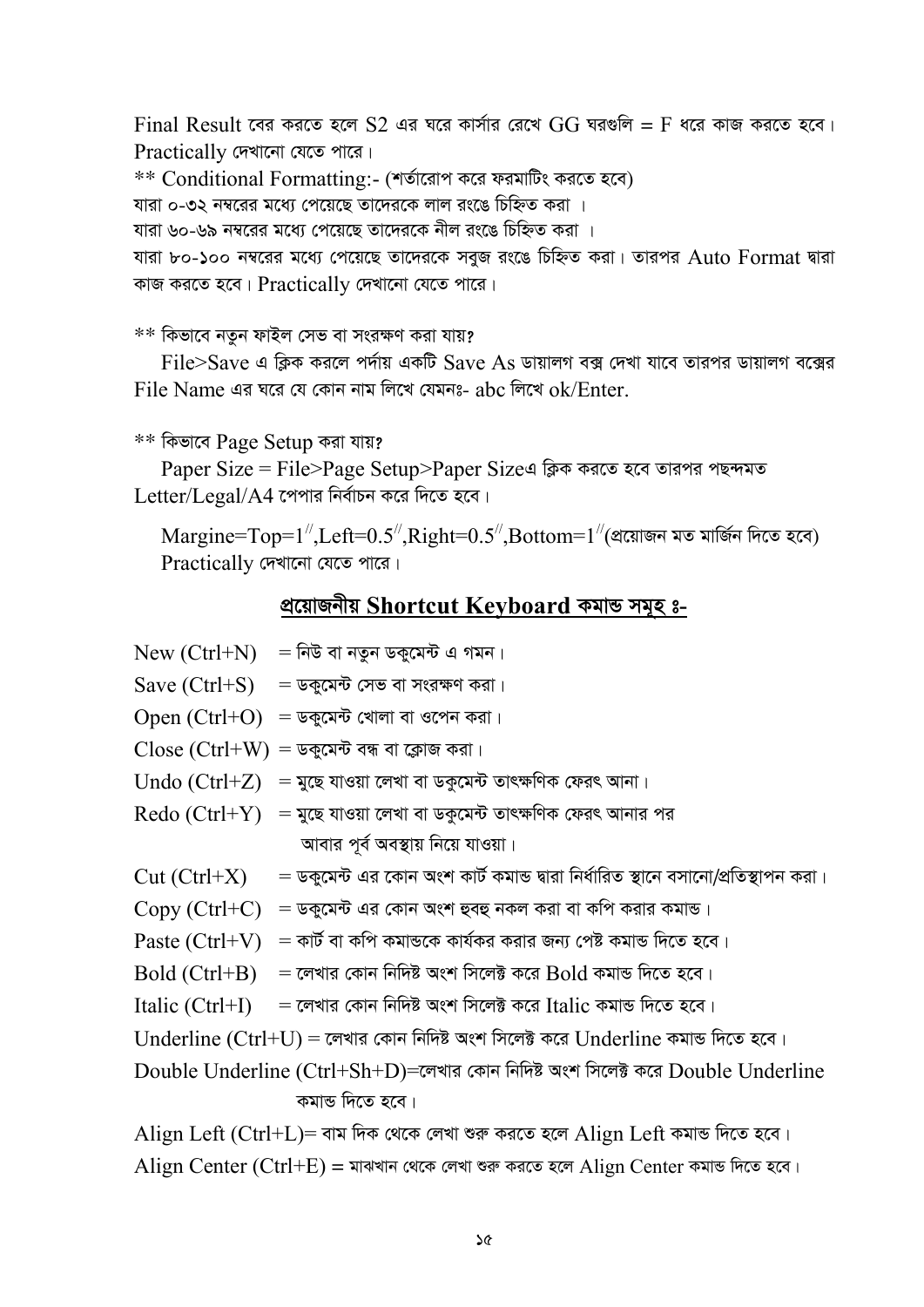Final Result বের করতে হলে S2 এর ঘরে কার্সার রেখে GG ঘরগুলি = F ধরে কাজ করতে হবে। Practically দেখানো যেতে পারে।

** Conditional Formatting:- (শর্তারোপ করে ফরমাটিং করতে হবে)

যারা ০-৩২ নম্বরের মধ্যে পেয়েছে তাদেরকে লাল রংঙে চিহ্নিত করা ।

যারা ৬০-৬৯ নম্বরের মধ্যে পেয়েছে তাদেরকে নীল রংঙে চিহ্নিত করা ।

যারা ৮০-১০০ নম্বরের মধ্যে পেয়েছে তাদেরকে সবুজ রংঙে চিহ্নিত করা। তারপর Auto Format দ্বারা কাজ করতে হবে। Practically দেখানো যেতে পারে।

** কিভাবে নতুন ফাইল সেভ বা সংরক্ষণ করা যায়?

File>Save এ ক্লিক করলে পর্দায় একটি Save As ডায়ালগ বক্স দেখা যাবে তারপর ডায়ালগ বক্সের File Name এর ঘরে যে কোন নাম লিখে যেমনঃ- abc লিখে ok/Enter.

** কিভাবে Page Setup করা যায়?

Paper Size = File>Page Setup>Paper Sizeএ ক্লিক করতে হবে তারপর পছন্দমত Letter/Legal/A4 পেপার নির্বাচন করে দিতে হবে।

Margine=Top=1//,Left=0.5//,Right=0.5//,Bottom=1//(প্রয়োজন মত মার্জিন দিতে হবে) Practically দেখানো যেতে পারে।

## প্রয়োজনীয় Shortcut Keyboard কমান্ড সমূহ ঃ-

New (Ctrl+N) = নিউ বা নতুন ডকুমেন্ট এ গমন।

Save (Ctrl+S) = ডকুমেন্ট সেভ বা সংরক্ষণ করা।

Open (Ctrl+O) = ডকুমেন্ট খোলা বা ওপেন করা।

Close (Ctrl+W) = ডকুমেন্ট বন্ধ বা ক্লোজ করা।

Undo (Ctrl+Z) = মুছে যাওয়া লেখা বা ডকুমেন্ট তাৎক্ষণিক ফেরৎ আনা।

Redo (Ctrl+Y) = মুছে যাওয়া লেখা বা ডকুমেন্ট তাৎক্ষণিক ফেরৎ আনার পর আবার পূর্ব অবস্থায় নিয়ে যাওয়া।

Cut (Ctrl+X) = ডকুমেন্ট এর কোন অংশ কার্ট কমান্ড দ্বারা নির্ধারিত স্থানে বসানো/প্রতিস্থাপন করা।

Copy (Ctrl+C) = ডকুমেন্ট এর কোন অংশ হুবহু নকল করা বা কপি করার কমান্ড।

Paste (Ctrl+V) = কার্ট বা কপি কমান্ডকে কার্যকর করার জন্য পেষ্ট কমান্ড দিতে হবে।

Bold (Ctrl+B) = লেখার কোন নিদিষ্ট অংশ সিলেক্ট করে Bold কমান্ড দিতে হবে।

Italic (Ctrl+I) = লেখার কোন নিদিষ্ট অংশ সিলেক্ট করে Italic কমান্ড দিতে হবে।

Underline (Ctrl+U) = লেখার কোন নিদিষ্ট অংশ সিলেক্ট করে Underline কমান্ড দিতে হবে।

Double Underline (Ctrl+Sh+D)=লেখার কোন নিদিষ্ট অংশ সিলেক্ট করে Double Underline কমান্ড দিতে হবে।

Align Left (Ctrl+L)= বাম দিক থেকে লেখা শুরু করতে হলে Align Left কমান্ড দিতে হবে।

Align Center (Ctrl+E) = মাঝখান থেকে লেখা শুরু করতে হলে Align Center কমান্ড দিতে হবে।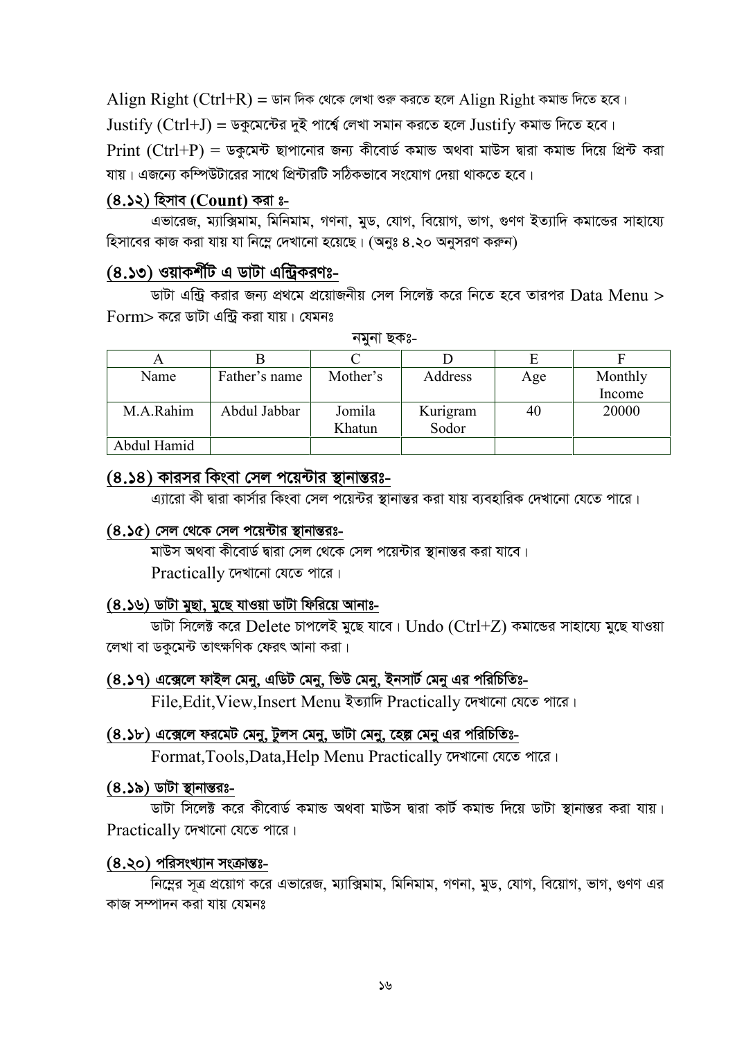Align Right (Ctrl+R) = ডান দিক থেকে লেখা শুরু করতে হলে Align Right কমান্ড দিতে হবে।

Justify (Ctrl+J) = ডকুমেন্টের দুই পার্শ্বে লেখা সমান করতে হলে Justify কমান্ড দিতে হবে।

Print (Ctrl+P) = ডকুমেন্ট ছাপানোর জন্য কীবোর্ড কমান্ড অথবা মাউস দ্বারা কমান্ড দিয়ে প্রিন্ট করা যায়। এজন্যে কম্পিউটারের সাথে প্রিন্টারটি সঠিকভাবে সংযোগ দেয়া থাকতে হবে।

### (৪.১২) হিসাব (Count) করা ঃ-

এভারেজ, ম্যাক্সিমাম, মিনিমাম, গণনা, মুড, যোগ, বিয়োগ, ভাগ, গুণণ ইত্যাদি কমান্ডের সাহায্যে হিসাবের কাজ করা যায় যা নিম্নে দেখানো হয়েছে। (অনুঃ ৪.২০ অনুসরণ করুন)

### (৪.১৩) ওয়াকর্শীট এ ডাটা এন্ট্রিকরণঃ-

ডাটা এন্ট্রি করার জন্য প্রথমে প্রয়োজনীয় সেল সিলেক্ট করে নিতে হবে তারপর Data Menu > Form> করে ডাটা এন্ট্রি করা যায়। যেমনঃ

নমুনা ছকঃ-

| A | B | C | D | E | F |
|---|---|---|---|---|---|
| Name | Father's name | Mother's | Address | Age | Monthly Income |
| M.A.Rahim | Abdul Jabbar | Jomila Khatun | Kurigram Sodor | 40 | 20000 |
| Abdul Hamid | | | | | |

### (৪.১৪) কারসর কিংবা সেল পয়েন্টার স্থানান্তরঃ-

এ্যারো কী দ্বারা কার্সার কিংবা সেল পয়েন্টর স্থানান্তর করা যায় ব্যবহারিক দেখানো যেতে পারে।

### (৪.১৫) সেল থেকে সেল পয়েন্টার স্থানান্তরঃ-

মাউস অথবা কীবোর্ড দ্বারা সেল থেকে সেল পয়েন্টার স্থানান্তর করা যাবে।
Practically দেখানো যেতে পারে।

### (৪.১৬) ডাটা মুছা, মুছে যাওয়া ডাটা ফিরিয়ে আনাঃ-

ডাটা সিলেক্ট করে Delete চাপলেই মুছে যাবে। Undo (Ctrl+Z) কমান্ডের সাহায্যে মুছে যাওয়া লেখা বা ডকুমেন্ট তাৎক্ষণিক ফেরৎ আনা করা।

### (৪.১৭) এক্সেলে ফাইল মেনু, এডিট মেনু, ভিউ মেনু, ইনসার্ট মেনু এর পরিচিতিঃ-

File,Edit,View,Insert Menu ইত্যাদি Practically দেখানো যেতে পারে।

### (৪.১৮) এক্সেলে ফরমেট মেনু, টুলস মেনু, ডাটা মেনু, হেল্প মেনু এর পরিচিতিঃ-

Format,Tools,Data,Help Menu Practically দেখানো যেতে পারে।

### (৪.১৯) ডাটা স্থানান্তরঃ-

ডাটা সিলেক্ট করে কীবোর্ড কমান্ড অথবা মাউস দ্বারা কার্ট কমান্ড দিয়ে ডাটা স্থানান্তর করা যায়। Practically দেখানো যেতে পারে।

### (৪.২০) পরিসংখ্যান সংক্রান্তঃ-

নিম্নের সূত্র প্রয়োগ করে এভারেজ, ম্যাক্সিমাম, মিনিমাম, গণনা, মুড, যোগ, বিয়োগ, ভাগ, গুণণ এর কাজ সম্পাদন করা যায় যেমনঃ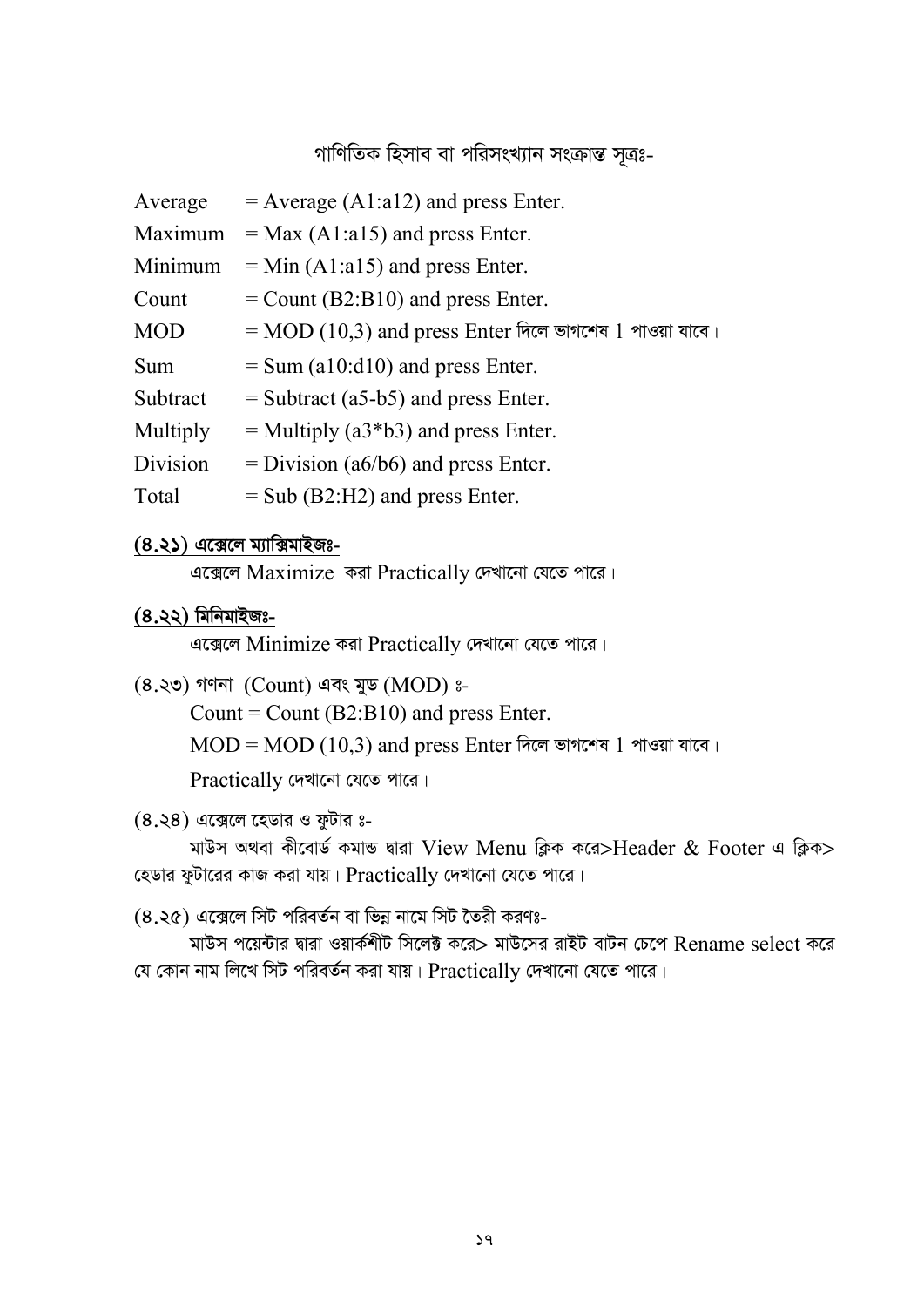## <u>গাণিতিক হিসাব বা পরিসংখ্যান সংক্রান্ত সূত্রঃ-</u>

| | |
|---|---|
| Average | = Average (A1:a12) and press Enter. |
| Maximum | = Max (A1:a15) and press Enter. |
| Minimum | = Min (A1:a15) and press Enter. |
| Count | = Count (B2:B10) and press Enter. |
| MOD | = MOD (10,3) and press Enter দিলে ভাগশেষ 1 পাওয়া যাবে। |
| Sum | = Sum (a10:d10) and press Enter. |
| Subtract | = Subtract (a5-b5) and press Enter. |
| Multiply | = Multiply (a3*b3) and press Enter. |
| Division | = Division (a6/b6) and press Enter. |
| Total | = Sub (B2:H2) and press Enter. |

### <u>(৪.২১) এক্সেলে ম্যাক্সিমাইজঃ-</u>

এক্সেলে Maximize করা Practically দেখানো যেতে পারে।

### <u>(৪.২২) মিনিমাইজঃ-</u>

এক্সেলে Minimize করা Practically দেখানো যেতে পারে।

(৪.২৩) গণনা (Count) এবং মুড (MOD) ঃ-

Count = Count (B2:B10) and press Enter.

MOD = MOD (10,3) and press Enter দিলে ভাগশেষ 1 পাওয়া যাবে।

Practically দেখানো যেতে পারে।

(৪.২৪) এক্সেলে হেডার ও ফুটার ঃ-

মাউস অথবা কীবোর্ড কমান্ড দ্বারা View Menu ক্লিক করে>Header & Footer এ ক্লিক> হেডার ফুটারের কাজ করা যায়। Practically দেখানো যেতে পারে।

(৪.২৫) এক্সেলে সিট পরিবর্তন বা ভিন্ন নামে সিট তৈরী করণঃ-

মাউস পয়েন্টার দ্বারা ওয়ার্কশীট সিলেক্ট করে> মাউসের রাইট বাটন চেপে Rename select করে যে কোন নাম লিখে সিট পরিবর্তন করা যায়। Practically দেখানো যেতে পারে।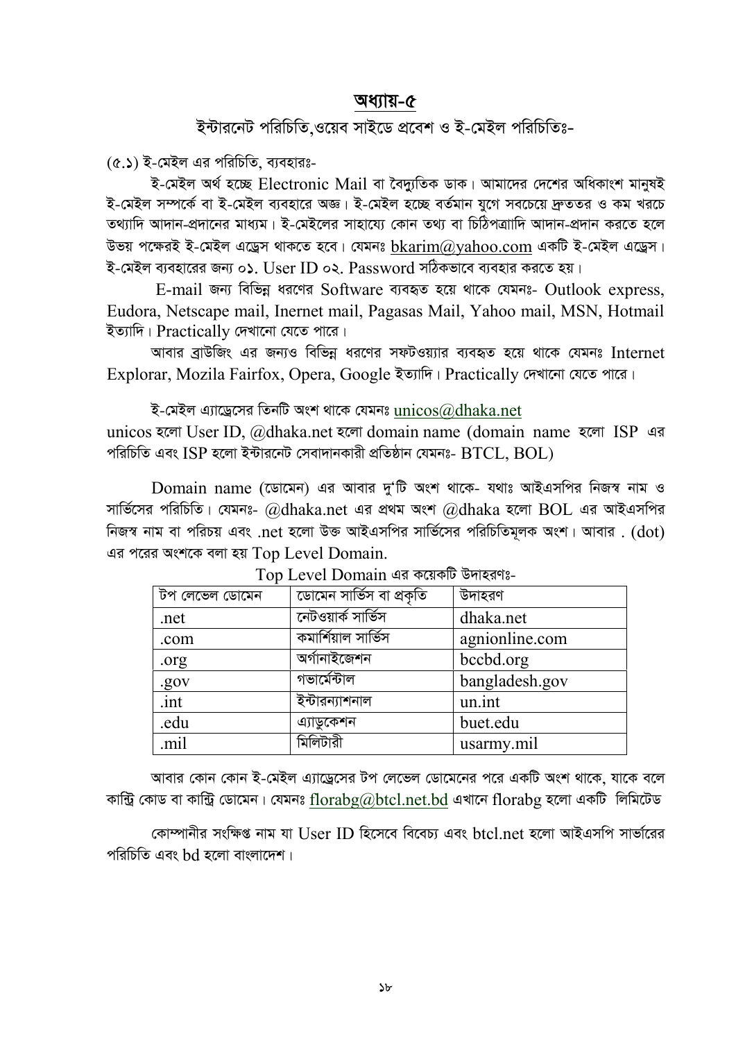# অধ্যায়-৫

## ইন্টারনেট পরিচিতি,ওয়েব সাইডে প্রবেশ ও ই-মেইল পরিচিতিঃ-

(৫.১) ই-মেইল এর পরিচিতি, ব্যবহারঃ-

ই-মেইল অর্থ হচ্ছে Electronic Mail বা বৈদ্যুতিক ডাক। আমাদের দেশের অধিকাংশ মানুষই ই-মেইল সম্পর্কে বা ই-মেইল ব্যবহারে অজ্ঞ। ই-মেইল হচ্ছে বর্তমান যুগে সবচেয়ে দ্রুততর ও কম খরচে তথ্যাদি আদান-প্রদানের মাধ্যম। ই-মেইলের সাহায্যে কোন তথ্য বা চিঠিপত্রাদি আদান-প্রদান করতে হলে উভয় পক্ষেরই ই-মেইল এড্রেস থাকতে হবে। যেমনঃ bkarim@yahoo.com একটি ই-মেইল এড্রেস। ই-মেইল ব্যবহারের জন্য ০১. User ID ০২. Password সঠিকভাবে ব্যবহার করতে হয়।

E-mail জন্য বিভিন্ন ধরণের Software ব্যবহৃত হয়ে থাকে যেমনঃ- Outlook express, Eudora, Netscape mail, Inernet mail, Pagasas Mail, Yahoo mail, MSN, Hotmail ইত্যাদি। Practically দেখানো যেতে পারে।

আবার ব্রাউজিং এর জন্যও বিভিন্ন ধরণের সফটওয়্যার ব্যবহৃত হয়ে থাকে যেমনঃ Internet Explorar, Mozila Fairfox, Opera, Google ইত্যাদি। Practically দেখানো যেতে পারে।

ই-মেইল এ্যাড্রেসের তিনটি অংশ থাকে যেমনঃ unicos@dhaka.net
unicos হলো User ID, @dhaka.net হলো domain name (domain name হলো ISP এর পরিচিতি এবং ISP হলো ইন্টারনেট সেবাদানকারী প্রতিষ্ঠান যেমনঃ- BTCL, BOL)

Domain name (ডোমেন) এর আবার দু'টি অংশ থাকে- যথাঃ আইএসপির নিজস্ব নাম ও সার্ভিসের পরিচিতি। যেমনঃ- @dhaka.net এর প্রথম অংশ @dhaka হলো BOL এর আইএসপির নিজস্ব নাম বা পরিচয় এবং .net হলো উক্ত আইএসপির সার্ভিসের পরিচিতিমূলক অংশ। আবার . (dot) এর পরের অংশকে বলা হয় Top Level Domain.

Top Level Domain এর কয়েকটি উদাহরণঃ-

| টপ লেভেল ডোমেন | ডোমেন সার্ভিস বা প্রকৃতি | উদাহরণ |
|---|---|---|
| .net | নেটওয়ার্ক সার্ভিস | dhaka.net |
| .com | কমার্শিয়াল সার্ভিস | agnionline.com |
| .org | অর্গানাইজেশন | bccbd.org |
| .gov | গভার্মেন্টাল | bangladesh.gov |
| .int | ইন্টারন্যাশনাল | un.int |
| .edu | এ্যাডুকেশন | buet.edu |
| .mil | মিলিটারী | usarmy.mil |

আবার কোন কোন ই-মেইল এ্যাড্রেসের টপ লেভেল ডোমেনের পরে একটি অংশ থাকে, যাকে বলে কান্ট্রি কোড বা কান্ট্রি ডোমেন। যেমনঃ florabg@btcl.net.bd এখানে florabg হলো একটি লিমিটেড

কোম্পানীর সংক্ষিপ্ত নাম যা User ID হিসেবে বিবেচ্য এবং btcl.net হলো আইএসপি সার্ভারের পরিচিতি এবং bd হলো বাংলাদেশ।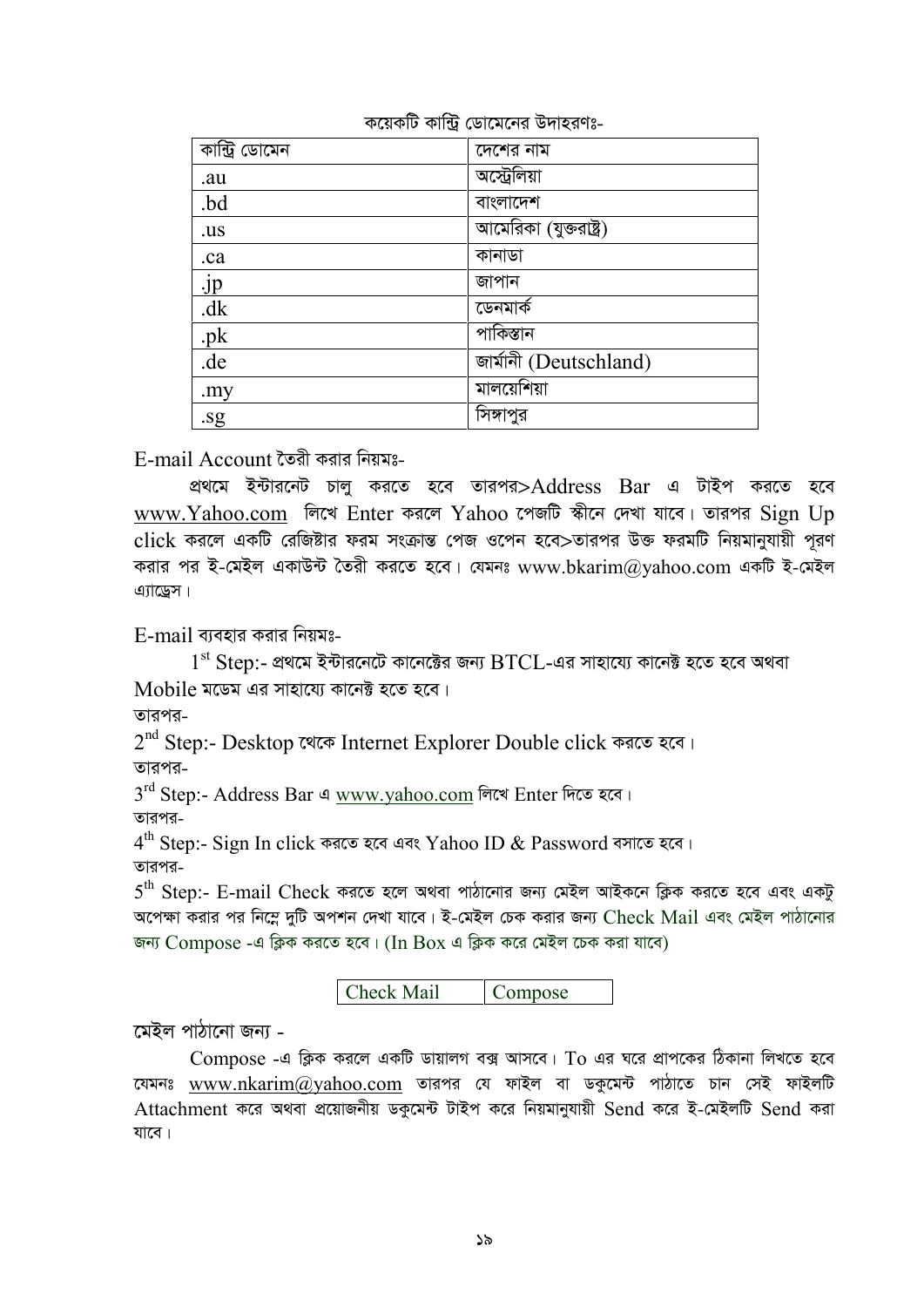কয়েকটি কান্ট্রি ডোমেনের উদাহরণঃ-

| কান্ট্রি ডোমেন | দেশের নাম |
|---|---|
| .au | অস্ট্রেলিয়া |
| .bd | বাংলাদেশ |
| .us | আমেরিকা (যুক্তরাষ্ট্র) |
| .ca | কানাডা |
| .jp | জাপান |
| .dk | ডেনমার্ক |
| .pk | পাকিস্তান |
| .de | জার্মানী (Deutschland) |
| .my | মালয়েশিয়া |
| .sg | সিঙ্গাপুর |

E-mail Account তৈরী করার নিয়মঃ-

প্রথমে ইন্টারনেট চালু করতে হবে তারপর>Address Bar এ টাইপ করতে হবে www.Yahoo.com লিখে Enter করলে Yahoo পেজটি স্কীনে দেখা যাবে। তারপর Sign Up click করলে একটি রেজিষ্টার ফরম সংক্রান্ত পেজ ওপেন হবে>তারপর উক্ত ফরমটি নিয়মানুযায়ী পূরণ করার পর ই-মেইল একাউন্ট তৈরী করতে হবে। যেমনঃ www.bkarim@yahoo.com একটি ই-মেইল এ্যাড্রেস।

E-mail ব্যবহার করার নিয়মঃ-

1st Step:- প্রথমে ইন্টারনেটে কানেক্টের জন্য BTCL-এর সাহায্যে কানেক্ট হতে হবে অথবা Mobile মডেম এর সাহায্যে কানেক্ট হতে হবে।

তারপর-

2nd Step:- Desktop থেকে Internet Explorer Double click করতে হবে।

তারপর-

3rd Step:- Address Bar এ www.yahoo.com লিখে Enter দিতে হবে।

তারপর-

4th Step:- Sign In click করতে হবে এবং Yahoo ID & Password বসাতে হবে।

তারপর-

5th Step:- E-mail Check করতে হলে অথবা পাঠানোর জন্য মেইল আইকনে ক্লিক করতে হবে এবং একটু অপেক্ষা করার পর নিম্নে দুটি অপশন দেখা যাবে। ই-মেইল চেক করার জন্য Check Mail এবং মেইল পাঠানোর জন্য Compose -এ ক্লিক করতে হবে। (In Box এ ক্লিক করে মেইল চেক করা যাবে)

| Check Mail | Compose |
|---|---|

মেইল পাঠানো জন্য -

Compose -এ ক্লিক করলে একটি ডায়ালগ বক্স আসবে। To এর ঘরে প্রাপকের ঠিকানা লিখতে হবে যেমনঃ www.nkarim@yahoo.com তারপর যে ফাইল বা ডকুমেন্ট পাঠাতে চান সেই ফাইলটি Attachment করে অথবা প্রয়োজনীয় ডকুমেন্ট টাইপ করে নিয়মানুযায়ী Send করে ই-মেইলটি Send করা যাবে।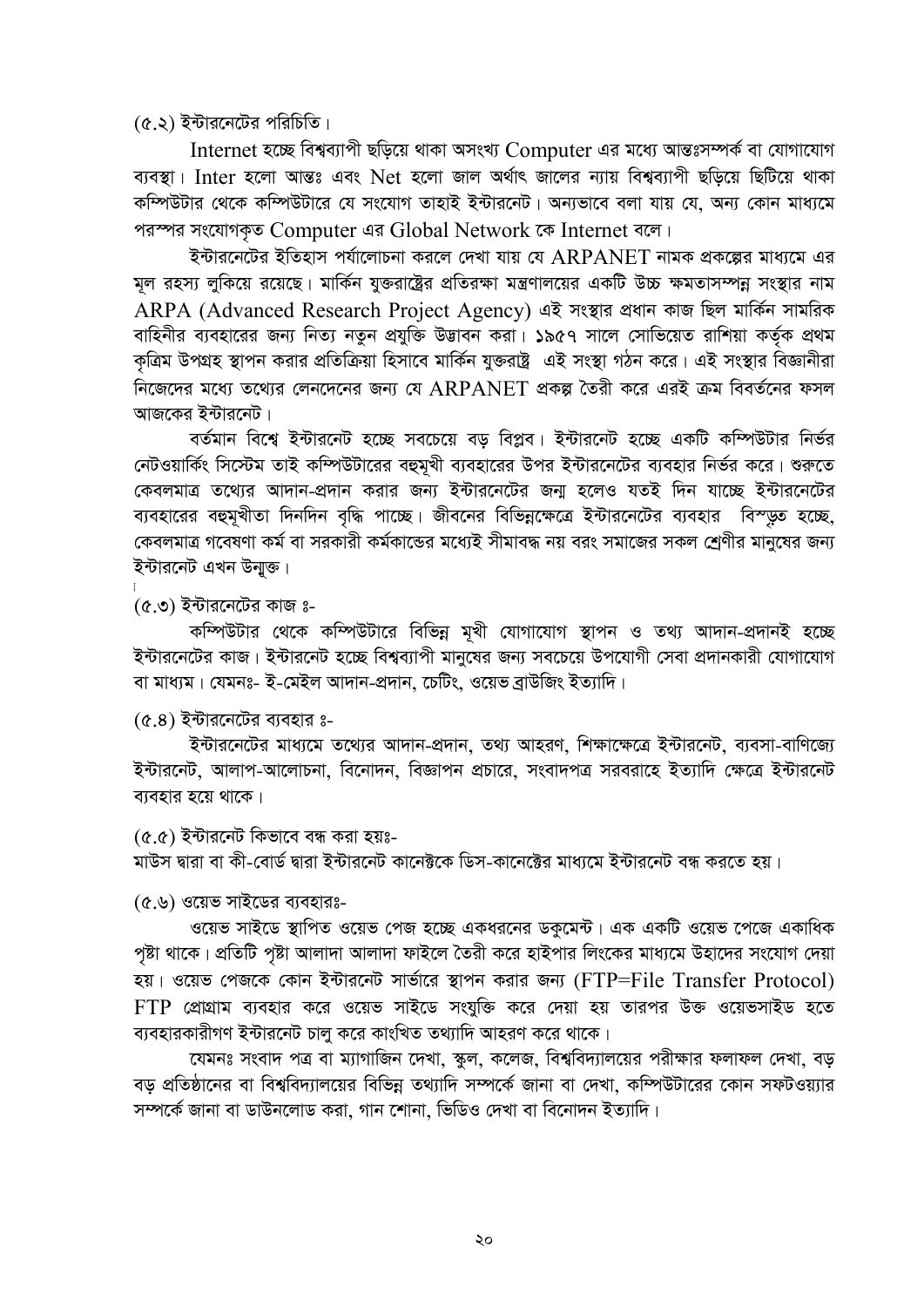(৫.২) ইন্টারনেটের পরিচিতি।

Internet হচ্ছে বিশ্বব্যাপী ছড়িয়ে থাকা অসংখ্য Computer এর মধ্যে আন্তঃসম্পর্ক বা যোগাযোগ ব্যবস্থা। Inter হলো আন্তঃ এবং Net হলো জাল অর্থাৎ জালের ন্যায় বিশ্বব্যাপী ছড়িয়ে ছিটিয়ে থাকা কম্পিউটার থেকে কম্পিউটারে যে সংযোগ তাহাই ইন্টারনেট। অন্যভাবে বলা যায় যে, অন্য কোন মাধ্যমে পরস্পর সংযোগকৃত Computer এর Global Network কে Internet বলে।

ইন্টারনেটের ইতিহাস পর্যালোচনা করলে দেখা যায় যে ARPANET নামক প্রকল্পের মাধ্যমে এর মূল রহস্য লুকিয়ে রয়েছে। মার্কিন যুক্তরাষ্ট্রের প্রতিরক্ষা মন্ত্রণালয়ের একটি উচ্চ ক্ষমতাসম্পন্ন সংস্থার নাম ARPA (Advanced Research Project Agency) এই সংস্থার প্রধান কাজ ছিল মার্কিন সামরিক বাহিনীর ব্যবহারের জন্য নিত্য নতুন প্রযুক্তি উদ্ভাবন করা। ১৯৫৭ সালে সোভিয়েত রাশিয়া কর্তৃক প্রথম কৃত্রিম উপগ্রহ স্থাপন করার প্রতিক্রিয়া হিসাবে মার্কিন যুক্তরাষ্ট্র এই সংস্থা গঠন করে। এই সংস্থার বিজ্ঞানীরা নিজেদের মধ্যে তথ্যের লেনদেনের জন্য যে ARPANET প্রকল্প তৈরী করে এরই ক্রম বিবর্তনের ফসল আজকের ইন্টারনেট।

বর্তমান বিশ্বে ইন্টারনেট হচ্ছে সবচেয়ে বড় বিপ্লব। ইন্টারনেট হচ্ছে একটি কম্পিউটার নির্ভর নেটওয়ার্কিং সিস্টেম তাই কম্পিউটারের বহুমূখী ব্যবহারের উপর ইন্টারনেটের ব্যবহার নির্ভর করে। শুরুতে কেবলমাত্র তথ্যের আদান-প্রদান করার জন্য ইন্টারনেটের জন্ম হলেও যতই দিন যাচ্ছে ইন্টারনেটের ব্যবহারের বহুমূখীতা দিনদিন বৃদ্ধি পাচ্ছে। জীবনের বিভিন্নক্ষেত্রে ইন্টারনেটের ব্যবহার বিস্তৃত হচ্ছে, কেবলমাত্র গবেষণা কর্ম বা সরকারী কর্মকান্ডের মধ্যেই সীমাবদ্ধ নয় বরং সমাজের সকল শ্রেণীর মানুষের জন্য ইন্টারনেট এখন উন্মুক্ত।

(৫.৩) ইন্টারনেটের কাজ ঃ-

কম্পিউটার থেকে কম্পিউটারে বিভিন্ন মূখী যোগাযোগ স্থাপন ও তথ্য আদান-প্রদানই হচ্ছে ইন্টারনেটের কাজ। ইন্টারনেট হচ্ছে বিশ্বব্যাপী মানুষের জন্য সবচেয়ে উপযোগী সেবা প্রদানকারী যোগাযোগ বা মাধ্যম। যেমনঃ- ই-মেইল আদান-প্রদান, চেটিং, ওয়েভ ব্রাউজিং ইত্যাদি।

(৫.৪) ইন্টারনেটের ব্যবহার ঃ-

ইন্টারনেটের মাধ্যমে তথ্যের আদান-প্রদান, তথ্য আহরণ, শিক্ষাক্ষেত্রে ইন্টারনেট, ব্যবসা-বাণিজ্যে ইন্টারনেট, আলাপ-আলোচনা, বিনোদন, বিজ্ঞাপন প্রচারে, সংবাদপত্র সরবরাহে ইত্যাদি ক্ষেত্রে ইন্টারনেট ব্যবহার হয়ে থাকে।

(৫.৫) ইন্টারনেট কিভাবে বন্ধ করা হয়ঃ-

মাউস দ্বারা বা কী-বোর্ড দ্বারা ইন্টারনেট কানেক্টকে ডিস-কানেক্টের মাধ্যমে ইন্টারনেট বন্ধ করতে হয়।

(৫.৬) ওয়েভ সাইডের ব্যবহারঃ-

ওয়েভ সাইডে স্থাপিত ওয়েভ পেজ হচ্ছে একধরনের ডকুমেন্ট। এক একটি ওয়েভ পেজে একাধিক পৃষ্ঠা থাকে। প্রতিটি পৃষ্ঠা আলাদা আলাদা ফাইলে তৈরী করে হাইপার লিংকের মাধ্যমে উহাদের সংযোগ দেয়া হয়। ওয়েভ পেজকে কোন ইন্টারনেট সার্ভারে স্থাপন করার জন্য (FTP=File Transfer Protocol) FTP প্রোগ্রাম ব্যবহার করে ওয়েভ সাইডে সংযুক্তি করে দেয়া হয় তারপর উক্ত ওয়েভসাইড হতে ব্যবহারকারীগণ ইন্টারনেট চালু করে কাংখিত তথ্যাদি আহরণ করে থাকে।

যেমনঃ সংবাদ পত্র বা ম্যাগাজিন দেখা, স্কুল, কলেজ, বিশ্ববিদ্যালয়ের পরীক্ষার ফলাফল দেখা, বড় বড় প্রতিষ্ঠানের বা বিশ্ববিদ্যালয়ের বিভিন্ন তথ্যাদি সম্পর্কে জানা বা দেখা, কম্পিউটারের কোন সফটওয়্যার সম্পর্কে জানা বা ডাউনলোড করা, গান শোনা, ভিডিও দেখা বা বিনোদন ইত্যাদি।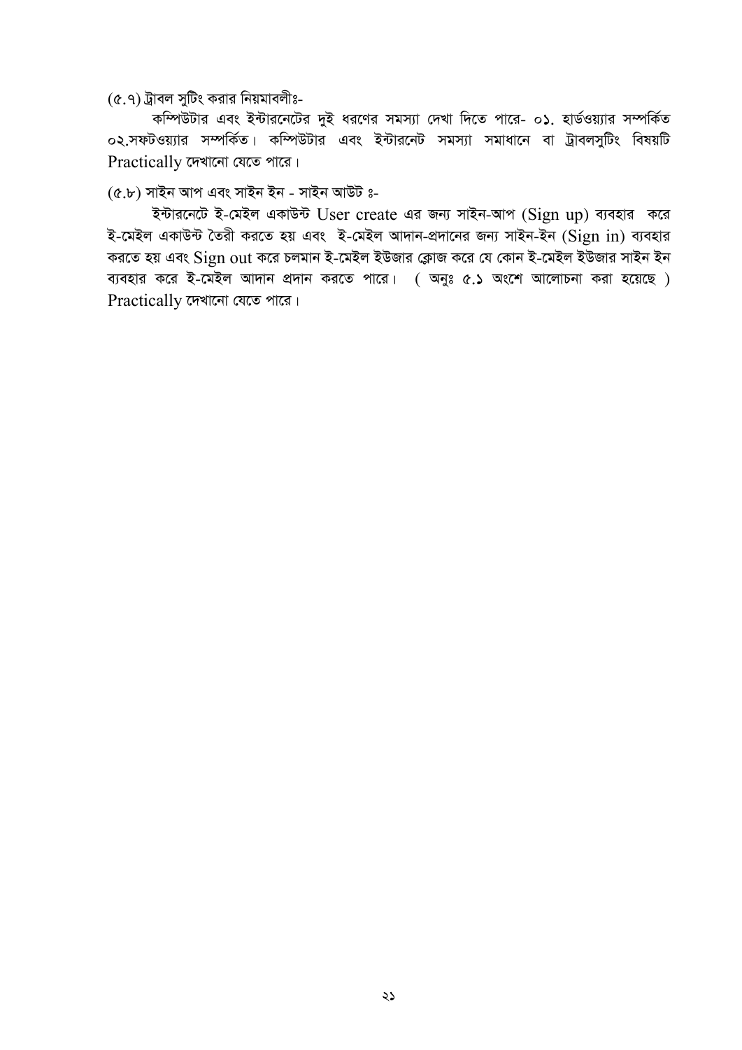(৫.৭) ট্রাবল সুটিং করার নিয়মাবলীঃ-

কম্পিউটার এবং ইন্টারনেটের দুই ধরণের সমস্যা দেখা দিতে পারে- ০১. হার্ডওয়্যার সম্পর্কিত ০২.সফটওয়্যার সম্পর্কিত। কম্পিউটার এবং ইন্টারনেট সমস্যা সমাধানে বা ট্রাবলসুটিং বিষয়টি Practically দেখানো যেতে পারে।

(৫.৮) সাইন আপ এবং সাইন ইন - সাইন আউট ঃ-

ইন্টারনেটে ই-মেইল একাউন্ট User create এর জন্য সাইন-আপ (Sign up) ব্যবহার করে ই-মেইল একাউন্ট তৈরী করতে হয় এবং ই-মেইল আদান-প্রদানের জন্য সাইন-ইন (Sign in) ব্যবহার করতে হয় এবং Sign out করে চলমান ই-মেইল ইউজার ক্লোজ করে যে কোন ই-মেইল ইউজার সাইন ইন ব্যবহার করে ই-মেইল আদান প্রদান করতে পারে। ( অনুঃ ৫.১ অংশে আলোচনা করা হয়েছে ) Practically দেখানো যেতে পারে।